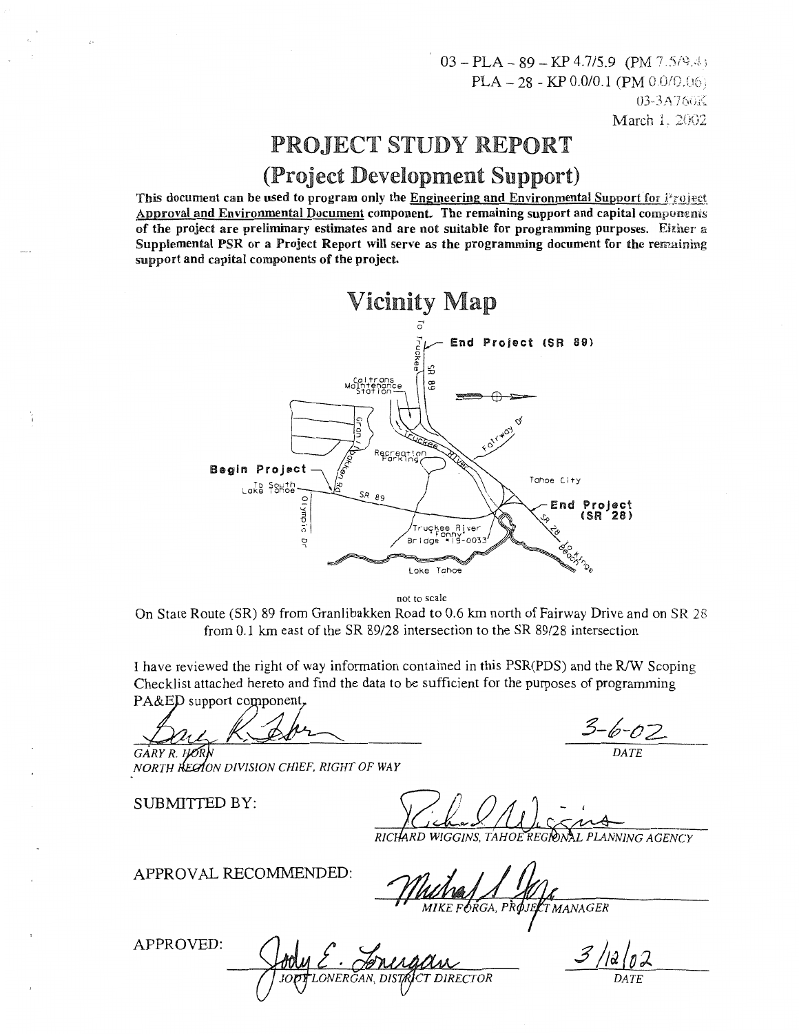03 – PLA – 89 – KP 4.7/5.9 (PM 7.5/9.4)
PLA – 28 - KP 0.0/0.1 (PM 0.0/0.06)
03-3A760K
March 1, 2002

# PROJECT STUDY REPORT

## (Project Development Support)

**This document can be used to program only the Engineering and Environmental Support for Project Approval and Environmental Document component. The remaining support and capital components of the project are preliminary estimates and are not suitable for programming purposes. Either a Supplemental PSR or a Project Report will serve as the programming document for the remaining support and capital components of the project.**

## Vicinity Map

not to scale

On State Route (SR) 89 from Granlibakken Road to 0.6 km north of Fairway Drive and on SR 28 from 0.1 km east of the SR 89/28 intersection to the SR 89/28 intersection

I have reviewed the right of way information contained in this PSR(PDS) and the R/W Scoping Checklist attached hereto and find the data to be sufficient for the purposes of programming PA&ED support component.

GARY R. HORN
NORTH REGION DIVISION CHIEF, RIGHT OF WAY

3-6-02
DATE

SUBMITTED BY:

RICHARD WIGGINS, TAHOE REGIONAL PLANNING AGENCY

APPROVAL RECOMMENDED:

MIKE FORGA, PROJECT MANAGER

APPROVED:

JODY LONERGAN, DISTRICT DIRECTOR

3/12/02
DATE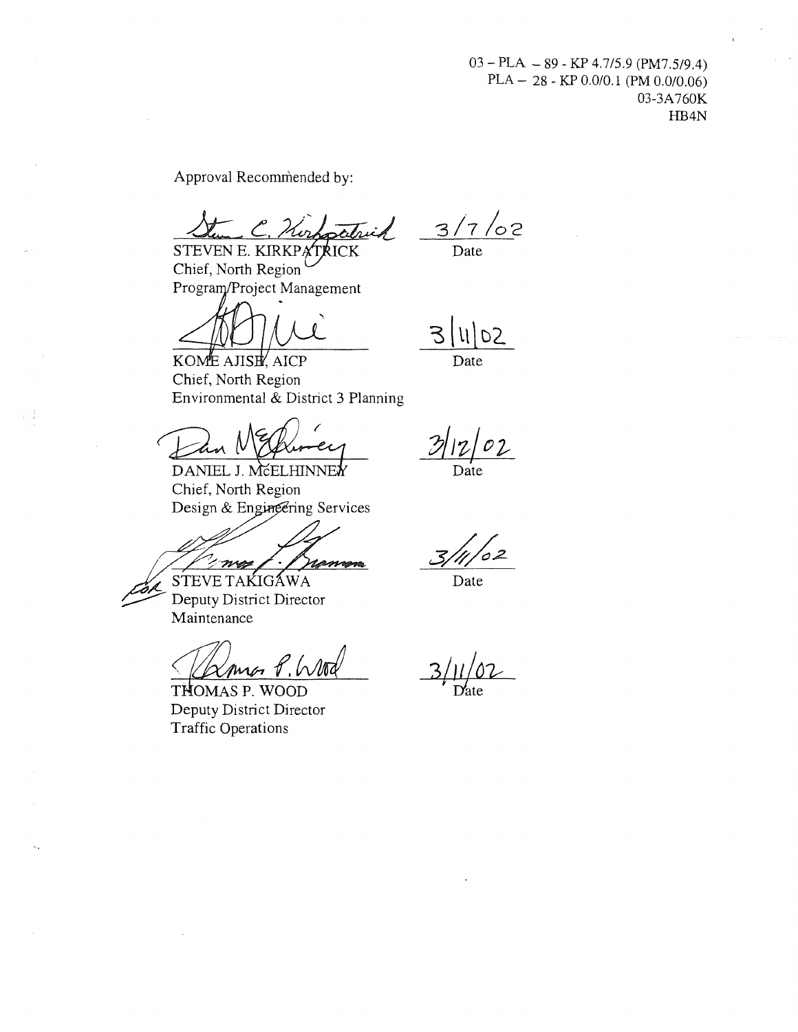03 – PLA – 89 - KP 4.7/5.9 (PM7.5/9.4)
PLA – 28 - KP 0.0/0.1 (PM 0.0/0.06)
03-3A760K
HB4N

Approval Recommended by:

STEVEN E. KIRKPATRICK
Chief, North Region
Program/Project Management

3/7/02
Date

KOME AJISE, AICP
Chief, North Region
Environmental & District 3 Planning

3/11/02
Date

DANIEL J. McELHINNEY
Chief, North Region
Design & Engineering Services

3/12/02
Date

for STEVE TAKIGAWA
Deputy District Director
Maintenance

3/11/02
Date

THOMAS P. WOOD
Deputy District Director
Traffic Operations

3/11/02
Date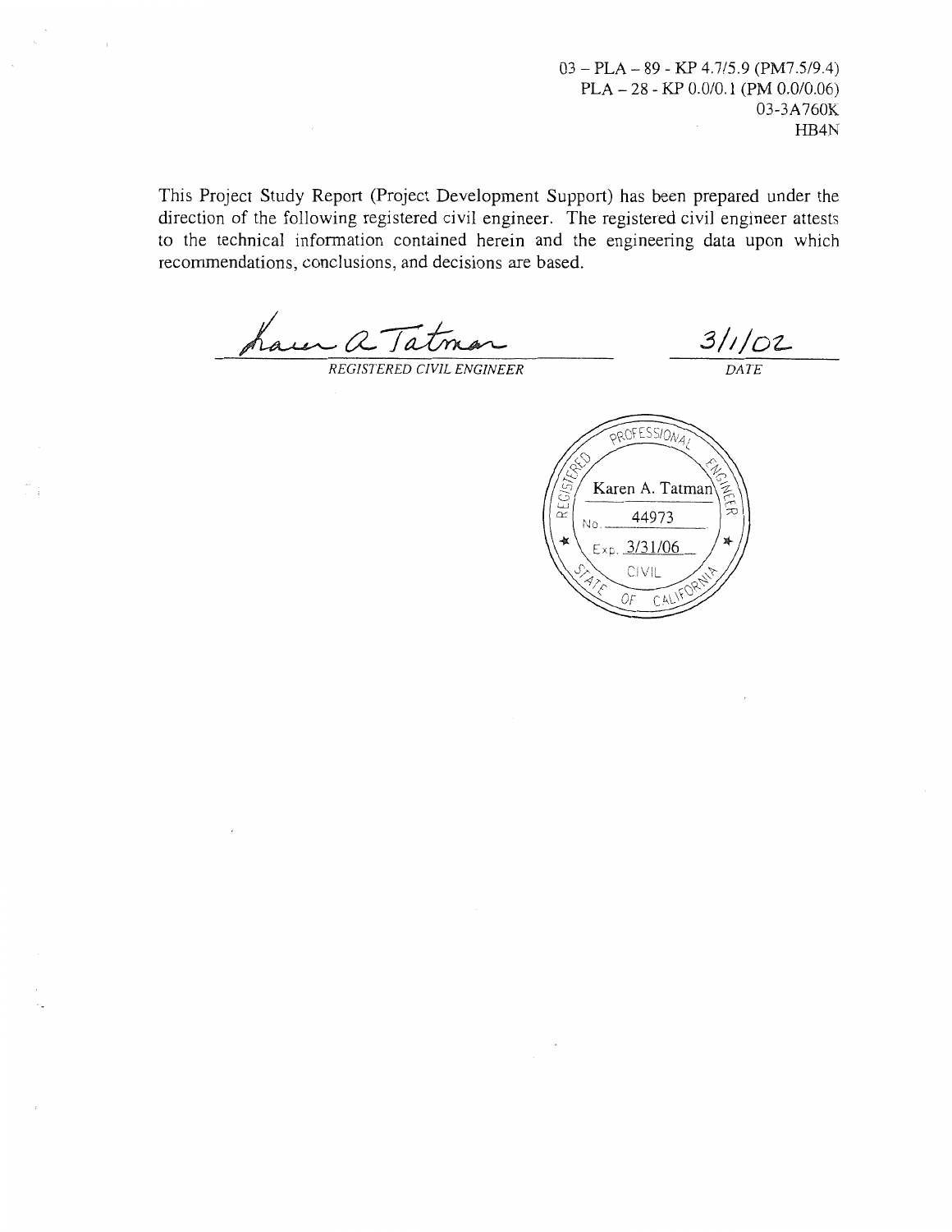03 – PLA – 89 - KP 4.7/5.9 (PM7.5/9.4)
PLA – 28 - KP 0.0/0.1 (PM 0.0/0.06)
03-3A760K
HB4N

This Project Study Report (Project Development Support) has been prepared under the direction of the following registered civil engineer. The registered civil engineer attests to the technical information contained herein and the engineering data upon which recommendations, conclusions, and decisions are based.

Karen A. Tatman — *REGISTERED CIVIL ENGINEER*

3/1/02 — *DATE*

REGISTERED PROFESSIONAL ENGINEER
Karen A. Tatman
No. 44973
Exp. 3/31/06
CIVIL
STATE OF CALIFORNIA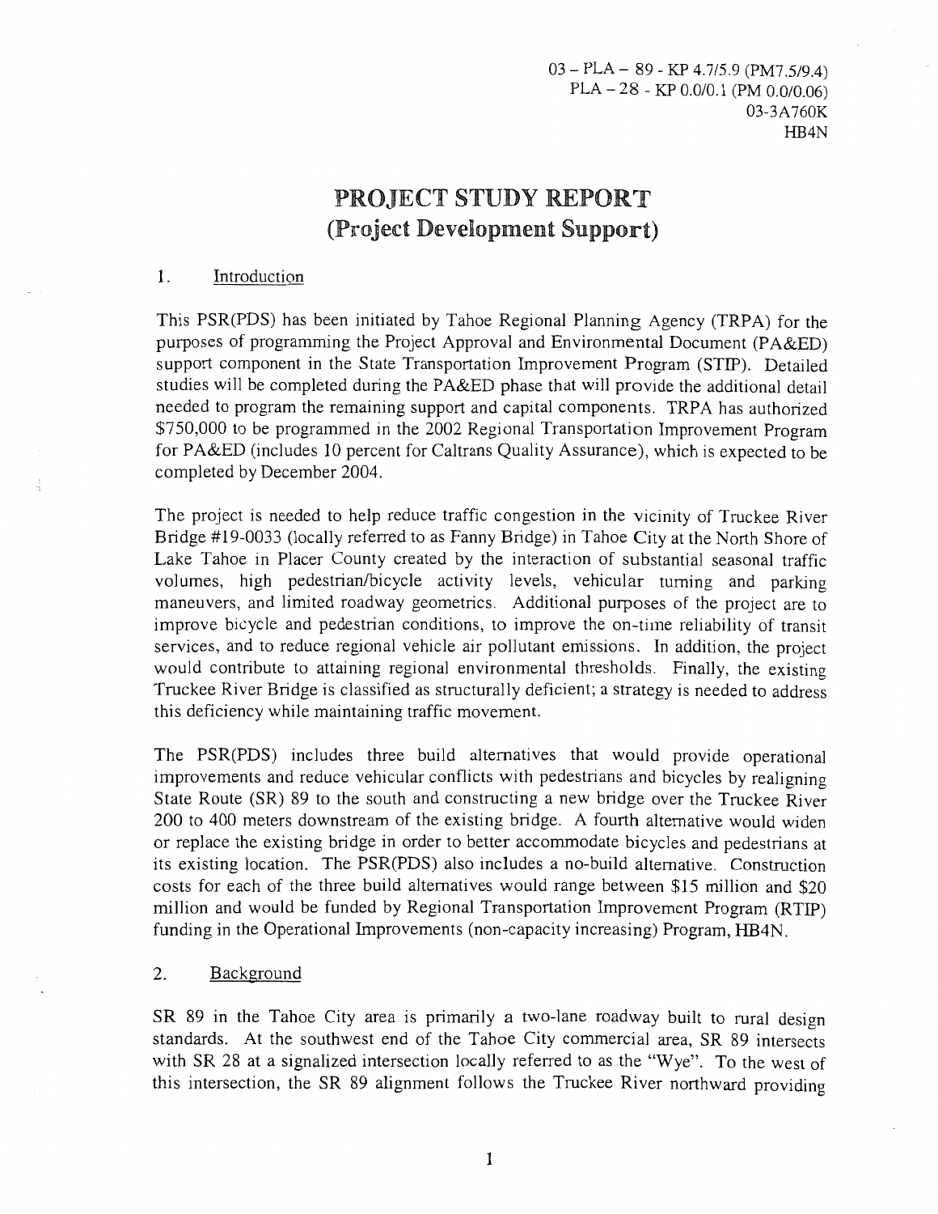03 – PLA – 89 - KP 4.7/5.9 (PM7.5/9.4)
PLA – 28 - KP 0.0/0.1 (PM 0.0/0.06)
03-3A760K
HB4N

# PROJECT STUDY REPORT
## (Project Development Support)

### 1. Introduction

This PSR(PDS) has been initiated by Tahoe Regional Planning Agency (TRPA) for the purposes of programming the Project Approval and Environmental Document (PA&ED) support component in the State Transportation Improvement Program (STIP). Detailed studies will be completed during the PA&ED phase that will provide the additional detail needed to program the remaining support and capital components. TRPA has authorized $750,000 to be programmed in the 2002 Regional Transportation Improvement Program for PA&ED (includes 10 percent for Caltrans Quality Assurance), which is expected to be completed by December 2004.

The project is needed to help reduce traffic congestion in the vicinity of Truckee River Bridge #19-0033 (locally referred to as Fanny Bridge) in Tahoe City at the North Shore of Lake Tahoe in Placer County created by the interaction of substantial seasonal traffic volumes, high pedestrian/bicycle activity levels, vehicular turning and parking maneuvers, and limited roadway geometrics. Additional purposes of the project are to improve bicycle and pedestrian conditions, to improve the on-time reliability of transit services, and to reduce regional vehicle air pollutant emissions. In addition, the project would contribute to attaining regional environmental thresholds. Finally, the existing Truckee River Bridge is classified as structurally deficient; a strategy is needed to address this deficiency while maintaining traffic movement.

The PSR(PDS) includes three build alternatives that would provide operational improvements and reduce vehicular conflicts with pedestrians and bicycles by realigning State Route (SR) 89 to the south and constructing a new bridge over the Truckee River 200 to 400 meters downstream of the existing bridge. A fourth alternative would widen or replace the existing bridge in order to better accommodate bicycles and pedestrians at its existing location. The PSR(PDS) also includes a no-build alternative. Construction costs for each of the three build alternatives would range between $15 million and $20 million and would be funded by Regional Transportation Improvement Program (RTIP) funding in the Operational Improvements (non-capacity increasing) Program, HB4N.

### 2. Background

SR 89 in the Tahoe City area is primarily a two-lane roadway built to rural design standards. At the southwest end of the Tahoe City commercial area, SR 89 intersects with SR 28 at a signalized intersection locally referred to as the "Wye". To the west of this intersection, the SR 89 alignment follows the Truckee River northward providing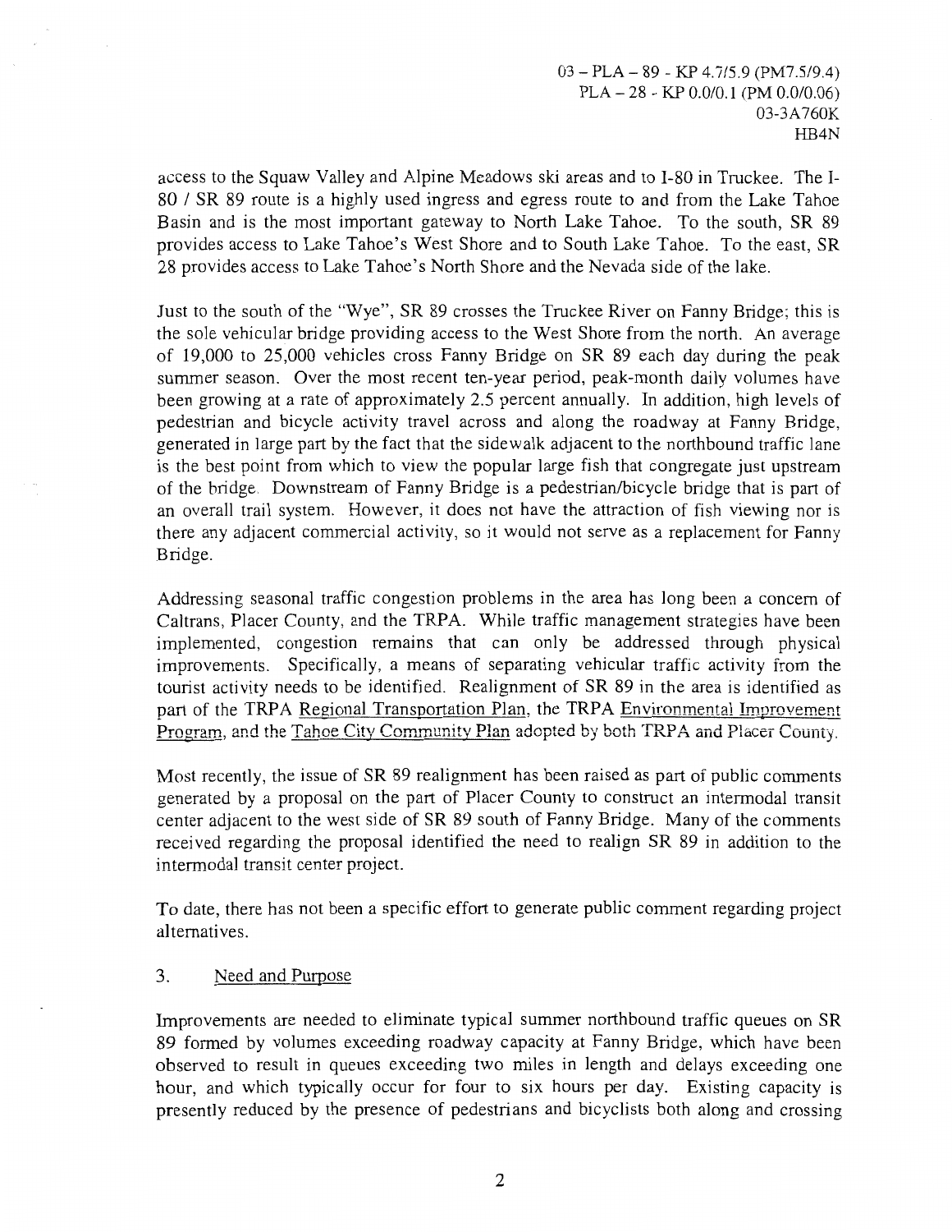access to the Squaw Valley and Alpine Meadows ski areas and to I-80 in Truckee. The I-80 / SR 89 route is a highly used ingress and egress route to and from the Lake Tahoe Basin and is the most important gateway to North Lake Tahoe. To the south, SR 89 provides access to Lake Tahoe's West Shore and to South Lake Tahoe. To the east, SR 28 provides access to Lake Tahoe's North Shore and the Nevada side of the lake.

Just to the south of the "Wye", SR 89 crosses the Truckee River on Fanny Bridge; this is the sole vehicular bridge providing access to the West Shore from the north. An average of 19,000 to 25,000 vehicles cross Fanny Bridge on SR 89 each day during the peak summer season. Over the most recent ten-year period, peak-month daily volumes have been growing at a rate of approximately 2.5 percent annually. In addition, high levels of pedestrian and bicycle activity travel across and along the roadway at Fanny Bridge, generated in large part by the fact that the sidewalk adjacent to the northbound traffic lane is the best point from which to view the popular large fish that congregate just upstream of the bridge. Downstream of Fanny Bridge is a pedestrian/bicycle bridge that is part of an overall trail system. However, it does not have the attraction of fish viewing nor is there any adjacent commercial activity, so it would not serve as a replacement for Fanny Bridge.

Addressing seasonal traffic congestion problems in the area has long been a concern of Caltrans, Placer County, and the TRPA. While traffic management strategies have been implemented, congestion remains that can only be addressed through physical improvements. Specifically, a means of separating vehicular traffic activity from the tourist activity needs to be identified. Realignment of SR 89 in the area is identified as part of the TRPA Regional Transportation Plan, the TRPA Environmental Improvement Program, and the Tahoe City Community Plan adopted by both TRPA and Placer County.

Most recently, the issue of SR 89 realignment has been raised as part of public comments generated by a proposal on the part of Placer County to construct an intermodal transit center adjacent to the west side of SR 89 south of Fanny Bridge. Many of the comments received regarding the proposal identified the need to realign SR 89 in addition to the intermodal transit center project.

To date, there has not been a specific effort to generate public comment regarding project alternatives.

## 3. Need and Purpose

Improvements are needed to eliminate typical summer northbound traffic queues on SR 89 formed by volumes exceeding roadway capacity at Fanny Bridge, which have been observed to result in queues exceeding two miles in length and delays exceeding one hour, and which typically occur for four to six hours per day. Existing capacity is presently reduced by the presence of pedestrians and bicyclists both along and crossing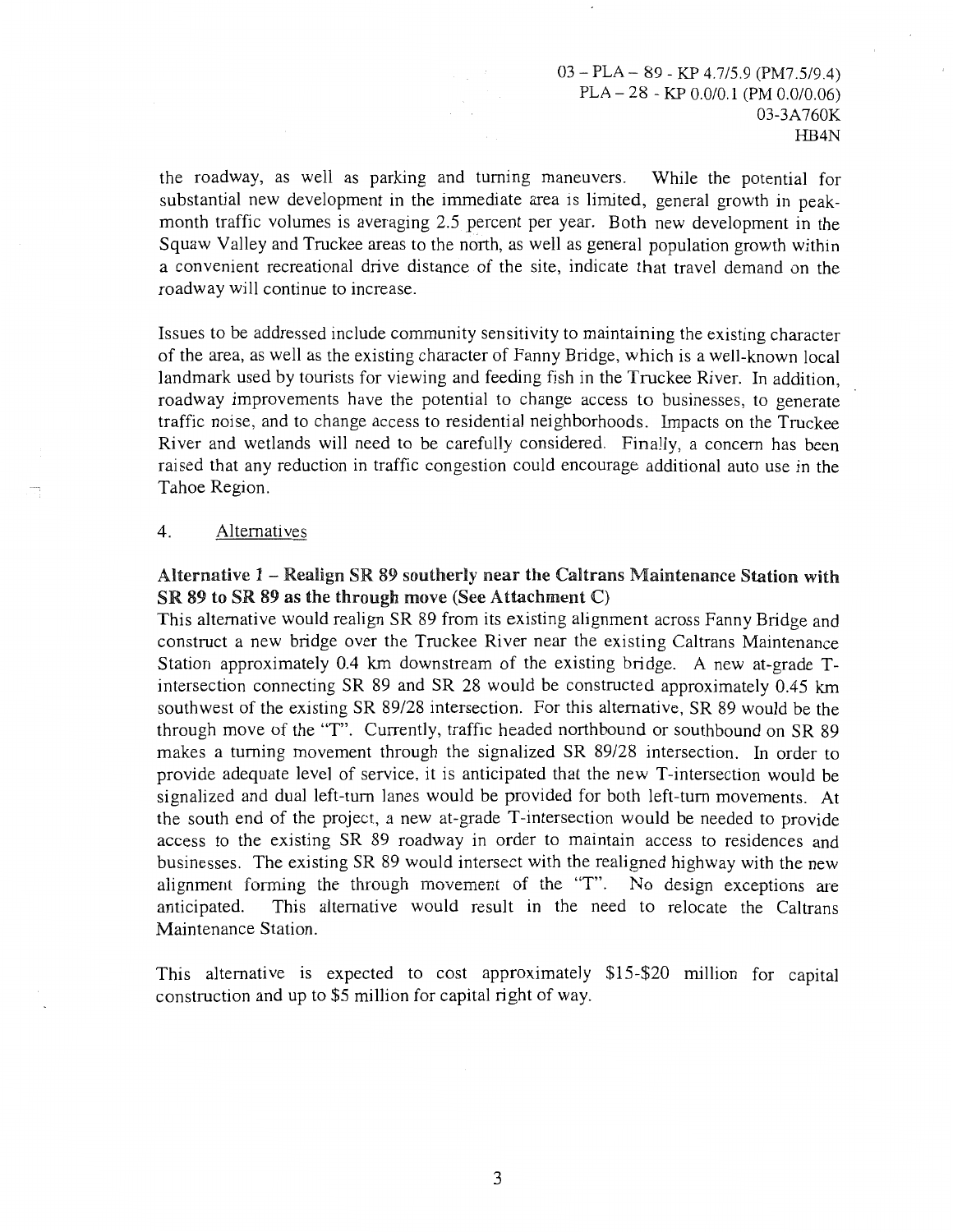the roadway, as well as parking and turning maneuvers. While the potential for substantial new development in the immediate area is limited, general growth in peak-month traffic volumes is averaging 2.5 percent per year. Both new development in the Squaw Valley and Truckee areas to the north, as well as general population growth within a convenient recreational drive distance of the site, indicate that travel demand on the roadway will continue to increase.

Issues to be addressed include community sensitivity to maintaining the existing character of the area, as well as the existing character of Fanny Bridge, which is a well-known local landmark used by tourists for viewing and feeding fish in the Truckee River. In addition, roadway improvements have the potential to change access to businesses, to generate traffic noise, and to change access to residential neighborhoods. Impacts on the Truckee River and wetlands will need to be carefully considered. Finally, a concern has been raised that any reduction in traffic congestion could encourage additional auto use in the Tahoe Region.

4. Alternatives

**Alternative 1 – Realign SR 89 southerly near the Caltrans Maintenance Station with SR 89 to SR 89 as the through move (See Attachment C)**

This alternative would realign SR 89 from its existing alignment across Fanny Bridge and construct a new bridge over the Truckee River near the existing Caltrans Maintenance Station approximately 0.4 km downstream of the existing bridge. A new at-grade T-intersection connecting SR 89 and SR 28 would be constructed approximately 0.45 km southwest of the existing SR 89/28 intersection. For this alternative, SR 89 would be the through move of the "T". Currently, traffic headed northbound or southbound on SR 89 makes a turning movement through the signalized SR 89/28 intersection. In order to provide adequate level of service, it is anticipated that the new T-intersection would be signalized and dual left-turn lanes would be provided for both left-turn movements. At the south end of the project, a new at-grade T-intersection would be needed to provide access to the existing SR 89 roadway in order to maintain access to residences and businesses. The existing SR 89 would intersect with the realigned highway with the new alignment forming the through movement of the "T". No design exceptions are anticipated. This alternative would result in the need to relocate the Caltrans Maintenance Station.

This alternative is expected to cost approximately \$15-\$20 million for capital construction and up to \$5 million for capital right of way.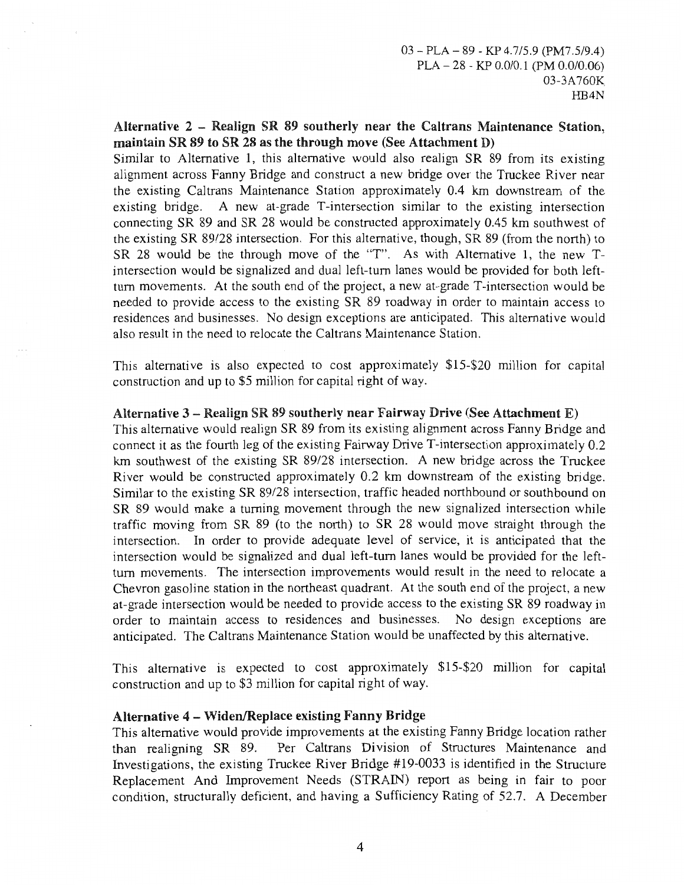**Alternative 2 – Realign SR 89 southerly near the Caltrans Maintenance Station, maintain SR 89 to SR 28 as the through move (See Attachment D)**

Similar to Alternative 1, this alternative would also realign SR 89 from its existing alignment across Fanny Bridge and construct a new bridge over the Truckee River near the existing Caltrans Maintenance Station approximately 0.4 km downstream of the existing bridge. A new at-grade T-intersection similar to the existing intersection connecting SR 89 and SR 28 would be constructed approximately 0.45 km southwest of the existing SR 89/28 intersection. For this alternative, though, SR 89 (from the north) to SR 28 would be the through move of the "T". As with Alternative 1, the new T-intersection would be signalized and dual left-turn lanes would be provided for both left-turn movements. At the south end of the project, a new at-grade T-intersection would be needed to provide access to the existing SR 89 roadway in order to maintain access to residences and businesses. No design exceptions are anticipated. This alternative would also result in the need to relocate the Caltrans Maintenance Station.

This alternative is also expected to cost approximately $15-$20 million for capital construction and up to $5 million for capital right of way.

**Alternative 3 – Realign SR 89 southerly near Fairway Drive (See Attachment E)**

This alternative would realign SR 89 from its existing alignment across Fanny Bridge and connect it as the fourth leg of the existing Fairway Drive T-intersection approximately 0.2 km southwest of the existing SR 89/28 intersection. A new bridge across the Truckee River would be constructed approximately 0.2 km downstream of the existing bridge. Similar to the existing SR 89/28 intersection, traffic headed northbound or southbound on SR 89 would make a turning movement through the new signalized intersection while traffic moving from SR 89 (to the north) to SR 28 would move straight through the intersection. In order to provide adequate level of service, it is anticipated that the intersection would be signalized and dual left-turn lanes would be provided for the left-turn movements. The intersection improvements would result in the need to relocate a Chevron gasoline station in the northeast quadrant. At the south end of the project, a new at-grade intersection would be needed to provide access to the existing SR 89 roadway in order to maintain access to residences and businesses. No design exceptions are anticipated. The Caltrans Maintenance Station would be unaffected by this alternative.

This alternative is expected to cost approximately $15-$20 million for capital construction and up to $3 million for capital right of way.

**Alternative 4 – Widen/Replace existing Fanny Bridge**

This alternative would provide improvements at the existing Fanny Bridge location rather than realigning SR 89. Per Caltrans Division of Structures Maintenance and Investigations, the existing Truckee River Bridge #19-0033 is identified in the Structure Replacement And Improvement Needs (STRAIN) report as being in fair to poor condition, structurally deficient, and having a Sufficiency Rating of 52.7. A December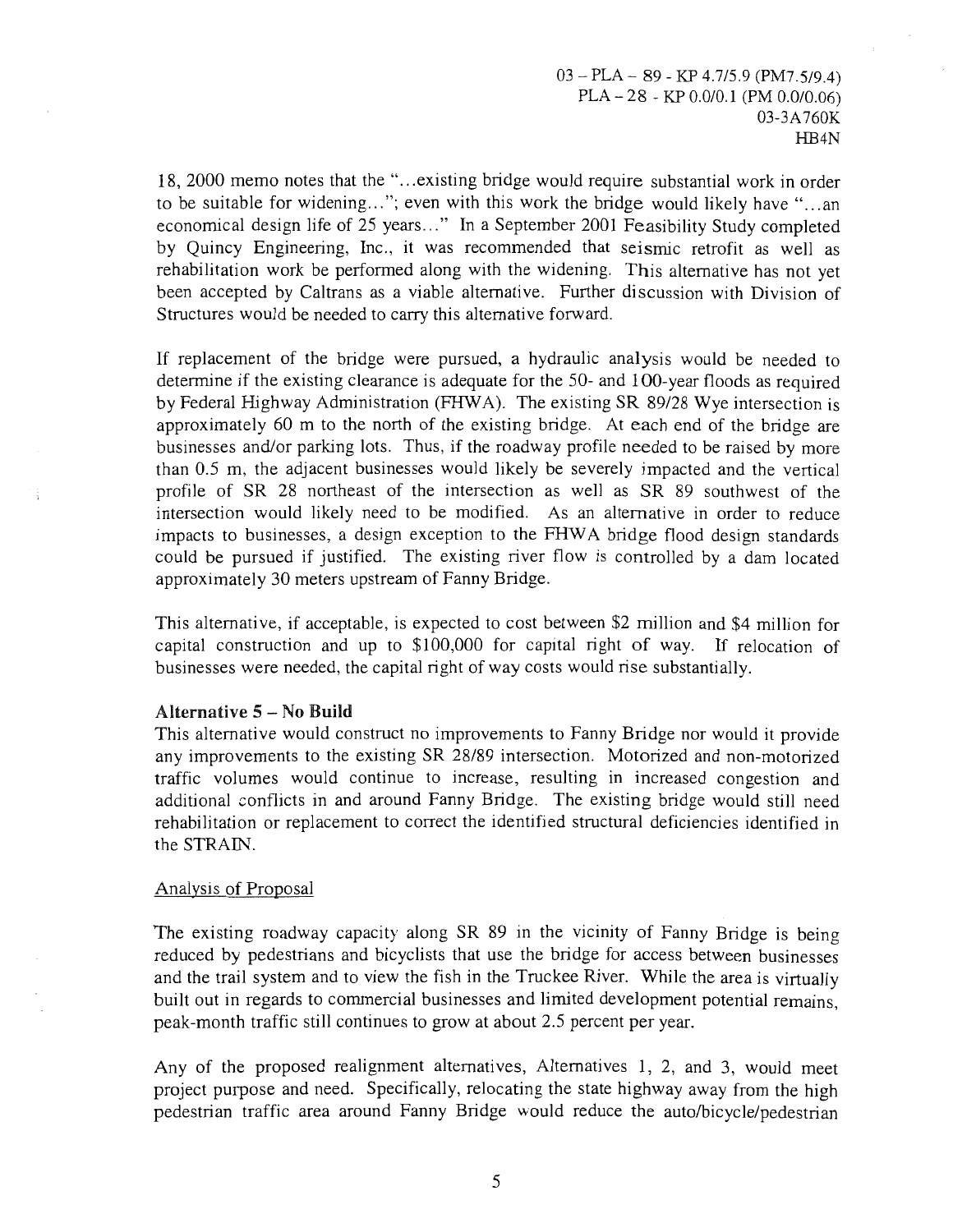18, 2000 memo notes that the "...existing bridge would require substantial work in order to be suitable for widening..."; even with this work the bridge would likely have "...an economical design life of 25 years..." In a September 2001 Feasibility Study completed by Quincy Engineering, Inc., it was recommended that seismic retrofit as well as rehabilitation work be performed along with the widening. This alternative has not yet been accepted by Caltrans as a viable alternative. Further discussion with Division of Structures would be needed to carry this alternative forward.

If replacement of the bridge were pursued, a hydraulic analysis would be needed to determine if the existing clearance is adequate for the 50- and 100-year floods as required by Federal Highway Administration (FHWA). The existing SR 89/28 Wye intersection is approximately 60 m to the north of the existing bridge. At each end of the bridge are businesses and/or parking lots. Thus, if the roadway profile needed to be raised by more than 0.5 m, the adjacent businesses would likely be severely impacted and the vertical profile of SR 28 northeast of the intersection as well as SR 89 southwest of the intersection would likely need to be modified. As an alternative in order to reduce impacts to businesses, a design exception to the FHWA bridge flood design standards could be pursued if justified. The existing river flow is controlled by a dam located approximately 30 meters upstream of Fanny Bridge.

This alternative, if acceptable, is expected to cost between $2 million and $4 million for capital construction and up to $100,000 for capital right of way. If relocation of businesses were needed, the capital right of way costs would rise substantially.

**Alternative 5 – No Build**

This alternative would construct no improvements to Fanny Bridge nor would it provide any improvements to the existing SR 28/89 intersection. Motorized and non-motorized traffic volumes would continue to increase, resulting in increased congestion and additional conflicts in and around Fanny Bridge. The existing bridge would still need rehabilitation or replacement to correct the identified structural deficiencies identified in the STRAIN.

Analysis of Proposal

The existing roadway capacity along SR 89 in the vicinity of Fanny Bridge is being reduced by pedestrians and bicyclists that use the bridge for access between businesses and the trail system and to view the fish in the Truckee River. While the area is virtually built out in regards to commercial businesses and limited development potential remains, peak-month traffic still continues to grow at about 2.5 percent per year.

Any of the proposed realignment alternatives, Alternatives 1, 2, and 3, would meet project purpose and need. Specifically, relocating the state highway away from the high pedestrian traffic area around Fanny Bridge would reduce the auto/bicycle/pedestrian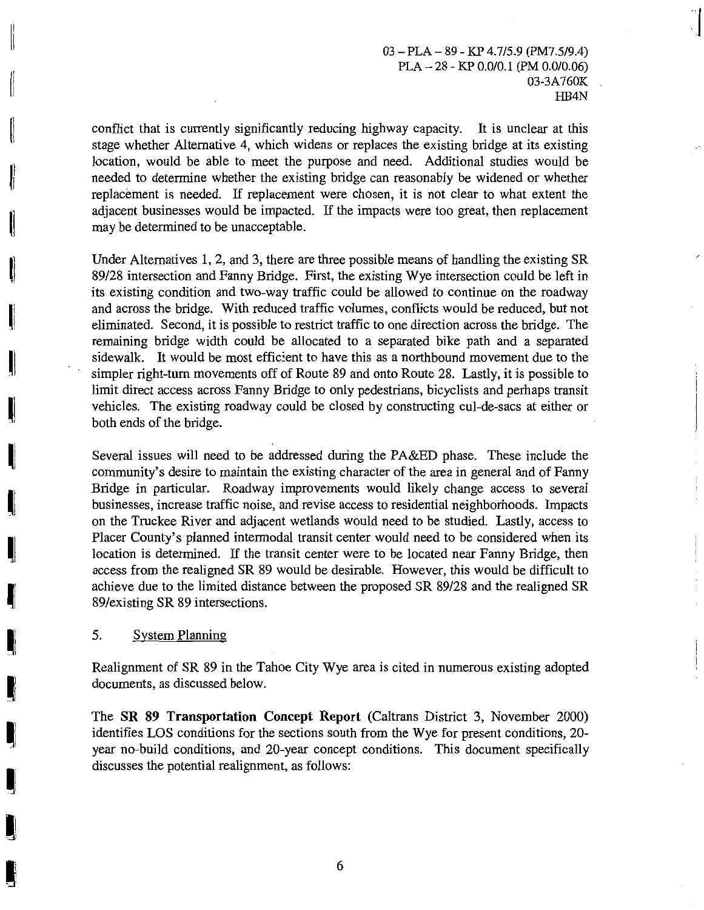conflict that is currently significantly reducing highway capacity. It is unclear at this stage whether Alternative 4, which widens or replaces the existing bridge at its existing location, would be able to meet the purpose and need. Additional studies would be needed to determine whether the existing bridge can reasonably be widened or whether replacement is needed. If replacement were chosen, it is not clear to what extent the adjacent businesses would be impacted. If the impacts were too great, then replacement may be determined to be unacceptable.

Under Alternatives 1, 2, and 3, there are three possible means of handling the existing SR 89/28 intersection and Fanny Bridge. First, the existing Wye intersection could be left in its existing condition and two-way traffic could be allowed to continue on the roadway and across the bridge. With reduced traffic volumes, conflicts would be reduced, but not eliminated. Second, it is possible to restrict traffic to one direction across the bridge. The remaining bridge width could be allocated to a separated bike path and a separated sidewalk. It would be most efficient to have this as a northbound movement due to the simpler right-turn movements off of Route 89 and onto Route 28. Lastly, it is possible to limit direct access across Fanny Bridge to only pedestrians, bicyclists and perhaps transit vehicles. The existing roadway could be closed by constructing cul-de-sacs at either or both ends of the bridge.

Several issues will need to be addressed during the PA&ED phase. These include the community's desire to maintain the existing character of the area in general and of Fanny Bridge in particular. Roadway improvements would likely change access to several businesses, increase traffic noise, and revise access to residential neighborhoods. Impacts on the Truckee River and adjacent wetlands would need to be studied. Lastly, access to Placer County's planned intermodal transit center would need to be considered when its location is determined. If the transit center were to be located near Fanny Bridge, then access from the realigned SR 89 would be desirable. However, this would be difficult to achieve due to the limited distance between the proposed SR 89/28 and the realigned SR 89/existing SR 89 intersections.

## 5. System Planning

Realignment of SR 89 in the Tahoe City Wye area is cited in numerous existing adopted documents, as discussed below.

The **SR 89 Transportation Concept Report** (Caltrans District 3, November 2000) identifies LOS conditions for the sections south from the Wye for present conditions, 20-year no-build conditions, and 20-year concept conditions. This document specifically discusses the potential realignment, as follows: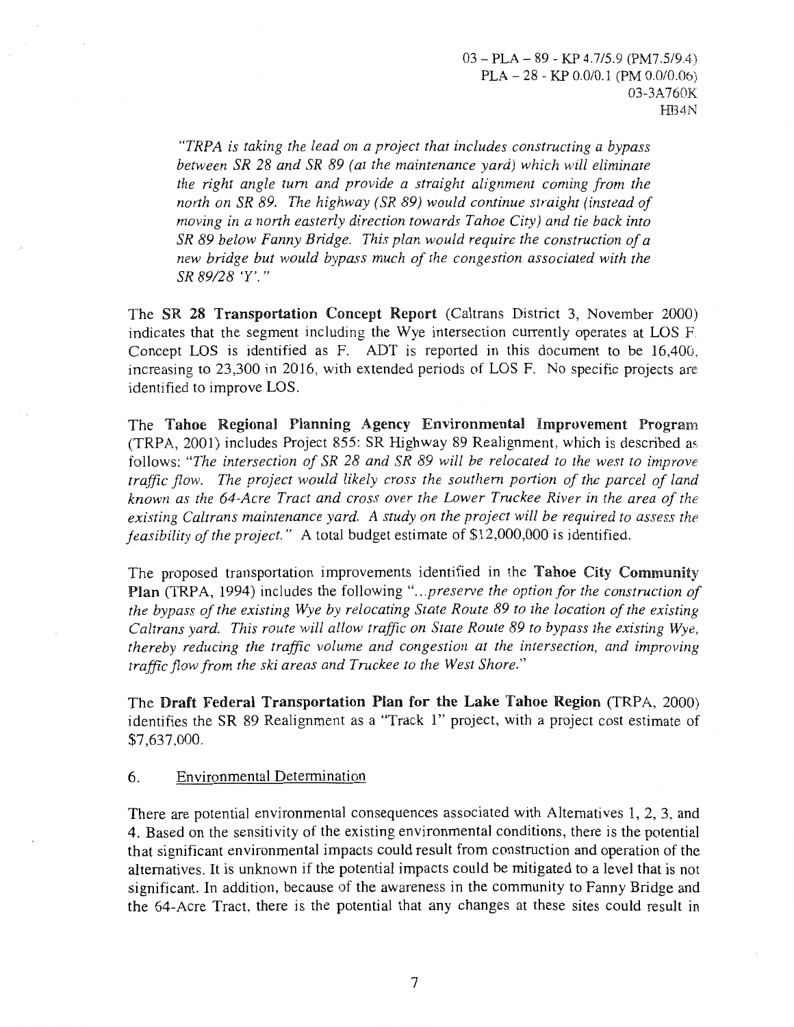*"TRPA is taking the lead on a project that includes constructing a bypass between SR 28 and SR 89 (at the maintenance yard) which will eliminate the right angle turn and provide a straight alignment coming from the north on SR 89. The highway (SR 89) would continue straight (instead of moving in a north easterly direction towards Tahoe City) and tie back into SR 89 below Fanny Bridge. This plan would require the construction of a new bridge but would bypass much of the congestion associated with the SR 89/28 'Y'."*

The **SR 28 Transportation Concept Report** (Caltrans District 3, November 2000) indicates that the segment including the Wye intersection currently operates at LOS F. Concept LOS is identified as F. ADT is reported in this document to be 16,400, increasing to 23,300 in 2016, with extended periods of LOS F. No specific projects are identified to improve LOS.

The **Tahoe Regional Planning Agency Environmental Improvement Program** (TRPA, 2001) includes Project 855: SR Highway 89 Realignment, which is described as follows: *"The intersection of SR 28 and SR 89 will be relocated to the west to improve traffic flow. The project would likely cross the southern portion of the parcel of land known as the 64-Acre Tract and cross over the Lower Truckee River in the area of the existing Caltrans maintenance yard. A study on the project will be required to assess the feasibility of the project."* A total budget estimate of $12,000,000 is identified.

The proposed transportation improvements identified in the **Tahoe City Community Plan** (TRPA, 1994) includes the following "*...preserve the option for the construction of the bypass of the existing Wye by relocating State Route 89 to the location of the existing Caltrans yard. This route will allow traffic on State Route 89 to bypass the existing Wye, thereby reducing the traffic volume and congestion at the intersection, and improving traffic flow from the ski areas and Truckee to the West Shore.*"

The **Draft Federal Transportation Plan for the Lake Tahoe Region** (TRPA, 2000) identifies the SR 89 Realignment as a "Track 1" project, with a project cost estimate of $7,637,000.

6. Environmental Determination

There are potential environmental consequences associated with Alternatives 1, 2, 3, and 4. Based on the sensitivity of the existing environmental conditions, there is the potential that significant environmental impacts could result from construction and operation of the alternatives. It is unknown if the potential impacts could be mitigated to a level that is not significant. In addition, because of the awareness in the community to Fanny Bridge and the 64-Acre Tract, there is the potential that any changes at these sites could result in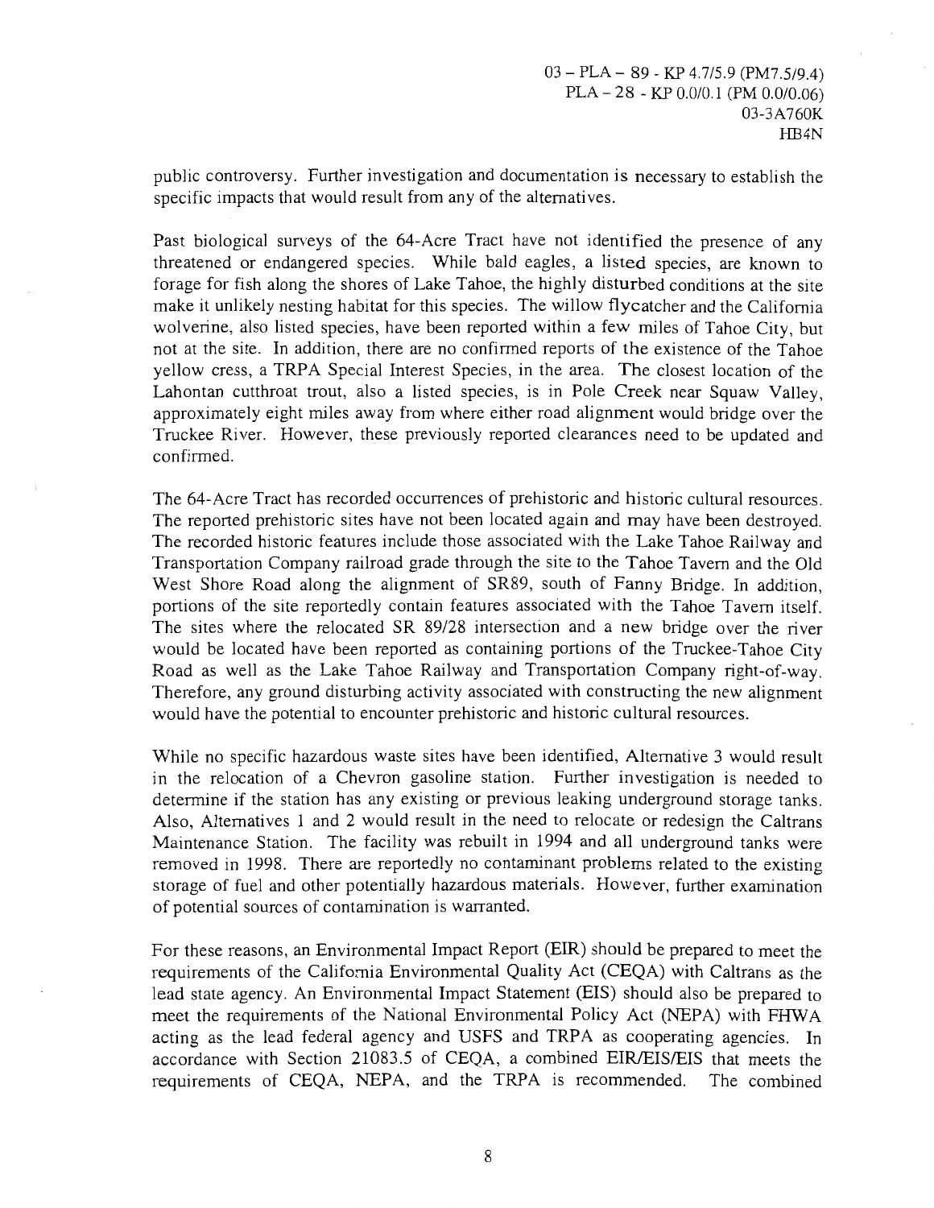public controversy. Further investigation and documentation is necessary to establish the specific impacts that would result from any of the alternatives.

Past biological surveys of the 64-Acre Tract have not identified the presence of any threatened or endangered species. While bald eagles, a listed species, are known to forage for fish along the shores of Lake Tahoe, the highly disturbed conditions at the site make it unlikely nesting habitat for this species. The willow flycatcher and the California wolverine, also listed species, have been reported within a few miles of Tahoe City, but not at the site. In addition, there are no confirmed reports of the existence of the Tahoe yellow cress, a TRPA Special Interest Species, in the area. The closest location of the Lahontan cutthroat trout, also a listed species, is in Pole Creek near Squaw Valley, approximately eight miles away from where either road alignment would bridge over the Truckee River. However, these previously reported clearances need to be updated and confirmed.

The 64-Acre Tract has recorded occurrences of prehistoric and historic cultural resources. The reported prehistoric sites have not been located again and may have been destroyed. The recorded historic features include those associated with the Lake Tahoe Railway and Transportation Company railroad grade through the site to the Tahoe Tavern and the Old West Shore Road along the alignment of SR89, south of Fanny Bridge. In addition, portions of the site reportedly contain features associated with the Tahoe Tavern itself. The sites where the relocated SR 89/28 intersection and a new bridge over the river would be located have been reported as containing portions of the Truckee-Tahoe City Road as well as the Lake Tahoe Railway and Transportation Company right-of-way. Therefore, any ground disturbing activity associated with constructing the new alignment would have the potential to encounter prehistoric and historic cultural resources.

While no specific hazardous waste sites have been identified, Alternative 3 would result in the relocation of a Chevron gasoline station. Further investigation is needed to determine if the station has any existing or previous leaking underground storage tanks. Also, Alternatives 1 and 2 would result in the need to relocate or redesign the Caltrans Maintenance Station. The facility was rebuilt in 1994 and all underground tanks were removed in 1998. There are reportedly no contaminant problems related to the existing storage of fuel and other potentially hazardous materials. However, further examination of potential sources of contamination is warranted.

For these reasons, an Environmental Impact Report (EIR) should be prepared to meet the requirements of the California Environmental Quality Act (CEQA) with Caltrans as the lead state agency. An Environmental Impact Statement (EIS) should also be prepared to meet the requirements of the National Environmental Policy Act (NEPA) with FHWA acting as the lead federal agency and USFS and TRPA as cooperating agencies. In accordance with Section 21083.5 of CEQA, a combined EIR/EIS/EIS that meets the requirements of CEQA, NEPA, and the TRPA is recommended. The combined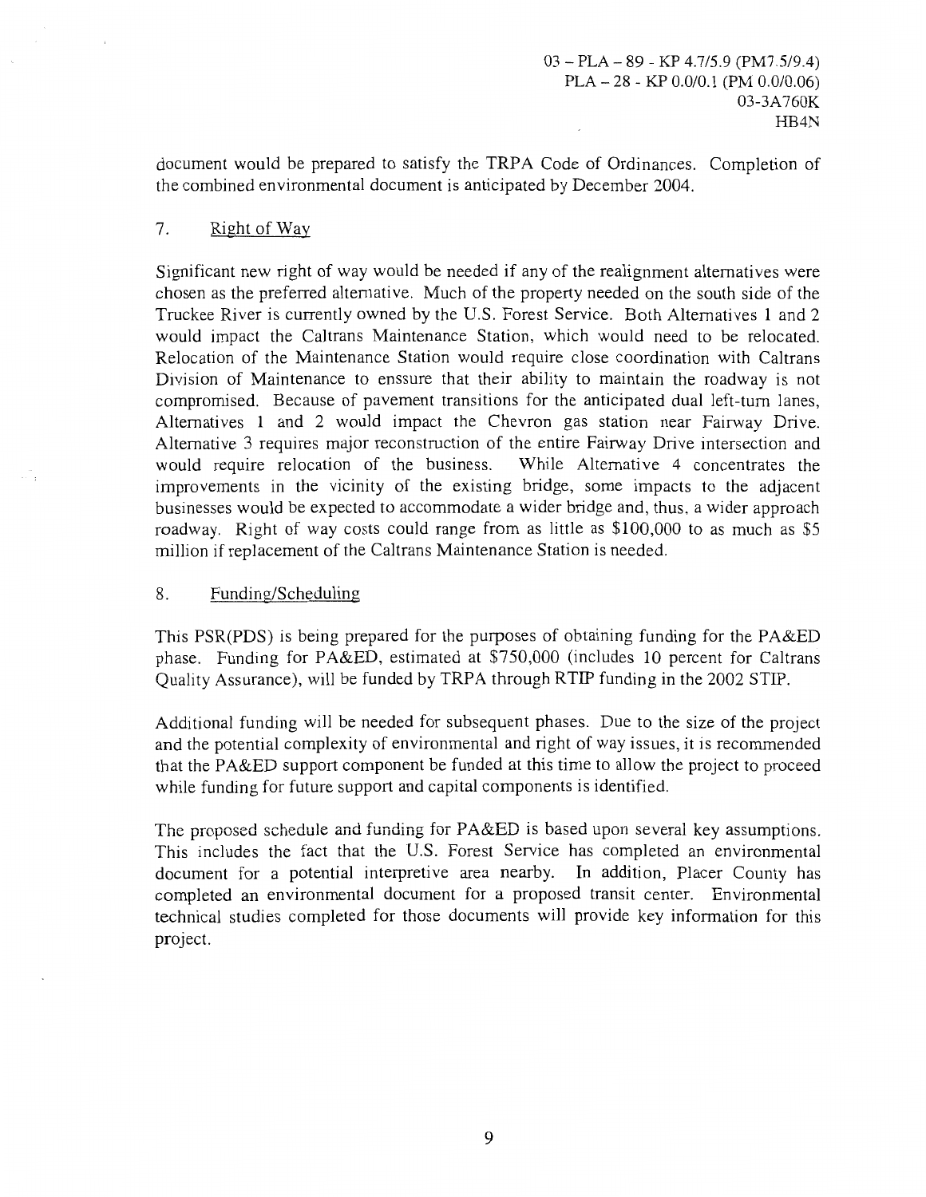document would be prepared to satisfy the TRPA Code of Ordinances. Completion of the combined environmental document is anticipated by December 2004.

## 7. Right of Way

Significant new right of way would be needed if any of the realignment alternatives were chosen as the preferred alternative. Much of the property needed on the south side of the Truckee River is currently owned by the U.S. Forest Service. Both Alternatives 1 and 2 would impact the Caltrans Maintenance Station, which would need to be relocated. Relocation of the Maintenance Station would require close coordination with Caltrans Division of Maintenance to enssure that their ability to maintain the roadway is not compromised. Because of pavement transitions for the anticipated dual left-turn lanes, Alternatives 1 and 2 would impact the Chevron gas station near Fairway Drive. Alternative 3 requires major reconstruction of the entire Fairway Drive intersection and would require relocation of the business. While Alternative 4 concentrates the improvements in the vicinity of the existing bridge, some impacts to the adjacent businesses would be expected to accommodate a wider bridge and, thus, a wider approach roadway. Right of way costs could range from as little as $100,000 to as much as $5 million if replacement of the Caltrans Maintenance Station is needed.

## 8. Funding/Scheduling

This PSR(PDS) is being prepared for the purposes of obtaining funding for the PA&ED phase. Funding for PA&ED, estimated at $750,000 (includes 10 percent for Caltrans Quality Assurance), will be funded by TRPA through RTIP funding in the 2002 STIP.

Additional funding will be needed for subsequent phases. Due to the size of the project and the potential complexity of environmental and right of way issues, it is recommended that the PA&ED support component be funded at this time to allow the project to proceed while funding for future support and capital components is identified.

The proposed schedule and funding for PA&ED is based upon several key assumptions. This includes the fact that the U.S. Forest Service has completed an environmental document for a potential interpretive area nearby. In addition, Placer County has completed an environmental document for a proposed transit center. Environmental technical studies completed for those documents will provide key information for this project.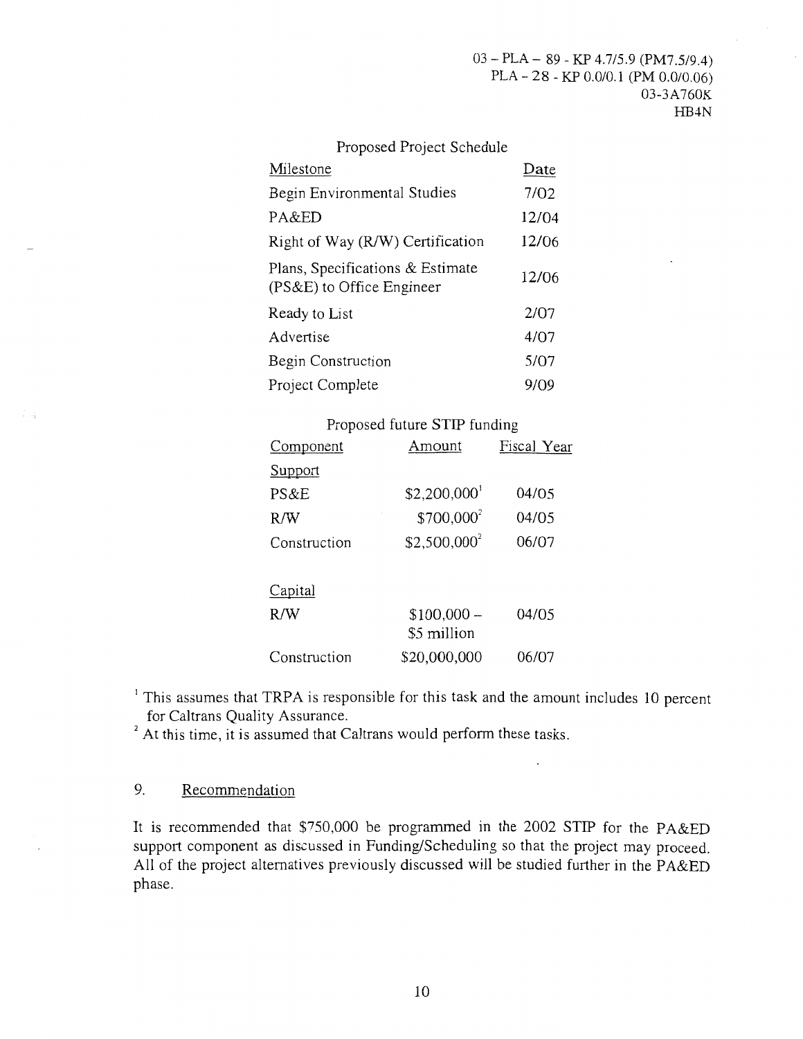03 – PLA – 89 - KP 4.7/5.9 (PM7.5/9.4)
PLA – 28 - KP 0.0/0.1 (PM 0.0/0.06)
03-3A760K
HB4N

Proposed Project Schedule

| Milestone | Date |
|---|---|
| Begin Environmental Studies | 7/02 |
| PA&ED | 12/04 |
| Right of Way (R/W) Certification | 12/06 |
| Plans, Specifications & Estimate (PS&E) to Office Engineer | 12/06 |
| Ready to List | 2/07 |
| Advertise | 4/07 |
| Begin Construction | 5/07 |
| Project Complete | 9/09 |

Proposed future STIP funding

| Component | Amount | Fiscal Year |
|---|---|---|
| Support | | |
| PS&E | $2,200,000[1] | 04/05 |
| R/W | $700,000[2] | 04/05 |
| Construction | $2,500,000[2] | 06/07 |
| | | |
| Capital | | |
| R/W | $100,000 – $5 million | 04/05 |
| Construction | $20,000,000 | 06/07 |

[1] This assumes that TRPA is responsible for this task and the amount includes 10 percent for Caltrans Quality Assurance.

[2] At this time, it is assumed that Caltrans would perform these tasks.

## 9. Recommendation

It is recommended that $750,000 be programmed in the 2002 STIP for the PA&ED support component as discussed in Funding/Scheduling so that the project may proceed. All of the project alternatives previously discussed will be studied further in the PA&ED phase.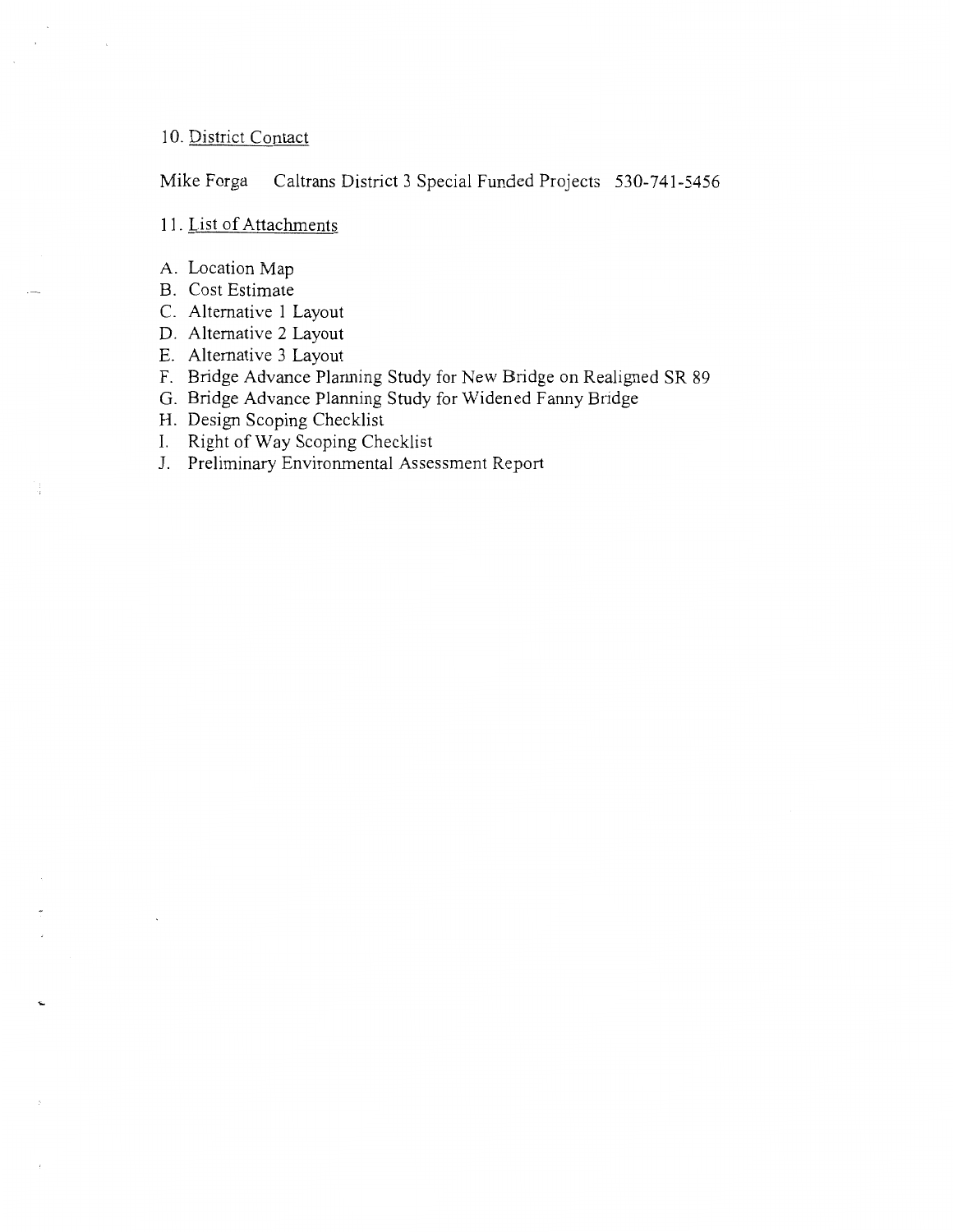## 10. District Contact

Mike Forga Caltrans District 3 Special Funded Projects 530-741-5456

## 11. List of Attachments

A. Location Map
B. Cost Estimate
C. Alternative 1 Layout
D. Alternative 2 Layout
E. Alternative 3 Layout
F. Bridge Advance Planning Study for New Bridge on Realigned SR 89
G. Bridge Advance Planning Study for Widened Fanny Bridge
H. Design Scoping Checklist
I. Right of Way Scoping Checklist
J. Preliminary Environmental Assessment Report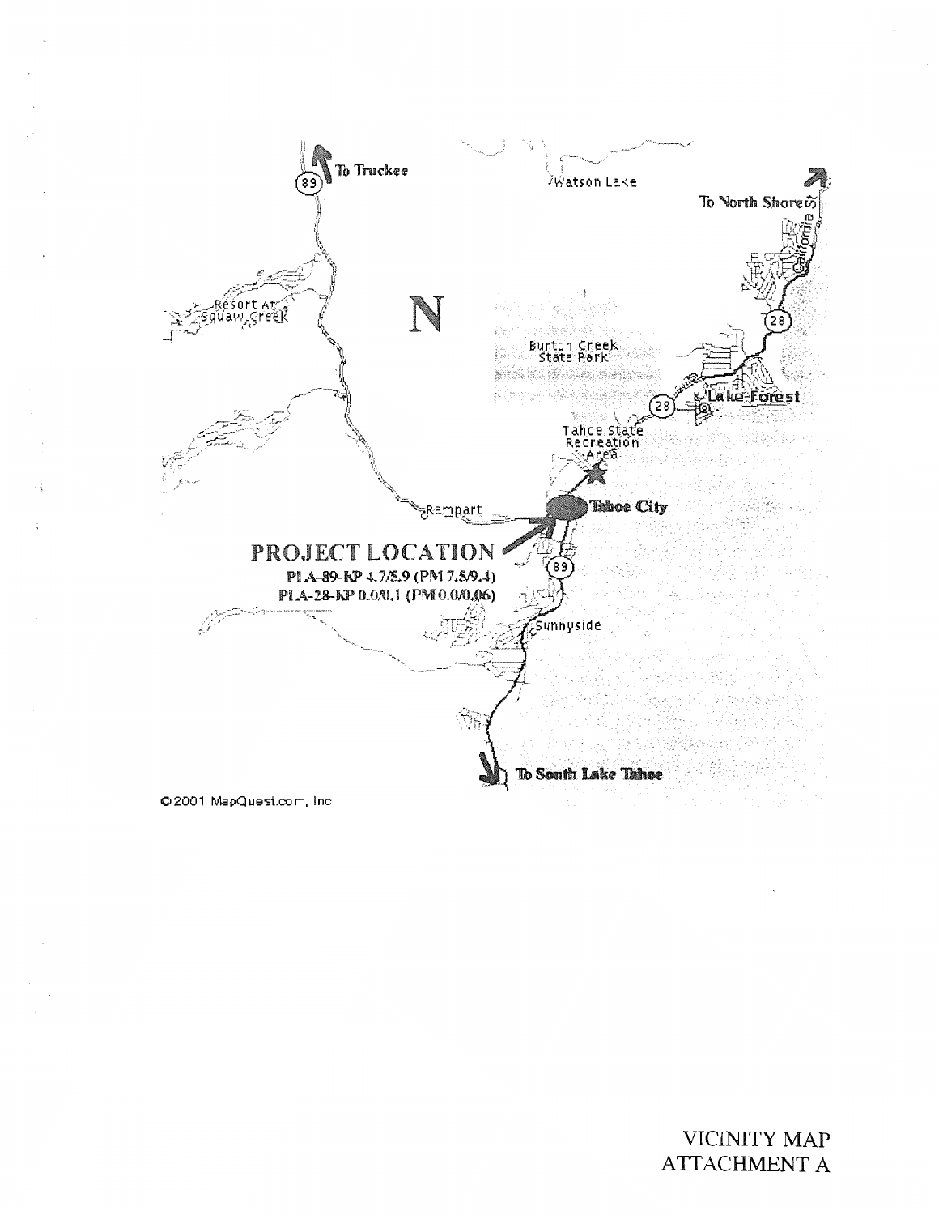To Truckee

Watson Lake

To North Shore

California St

Resort At Squaw Creek

N

Burton Creek State Park

Lake Forest

Tahoe State Recreation Area

Rampart

Tahoe City

**PROJECT LOCATION**

**PLA-89-KP 4.7/5.9 (PM 7.5/9.4)**

**PLA-28-KP 0.0/0.1 (PM 0.0/0.06)**

Sunnyside

To South Lake Tahoe

©2001 MapQuest.com, Inc.

VICINITY MAP
ATTACHMENT A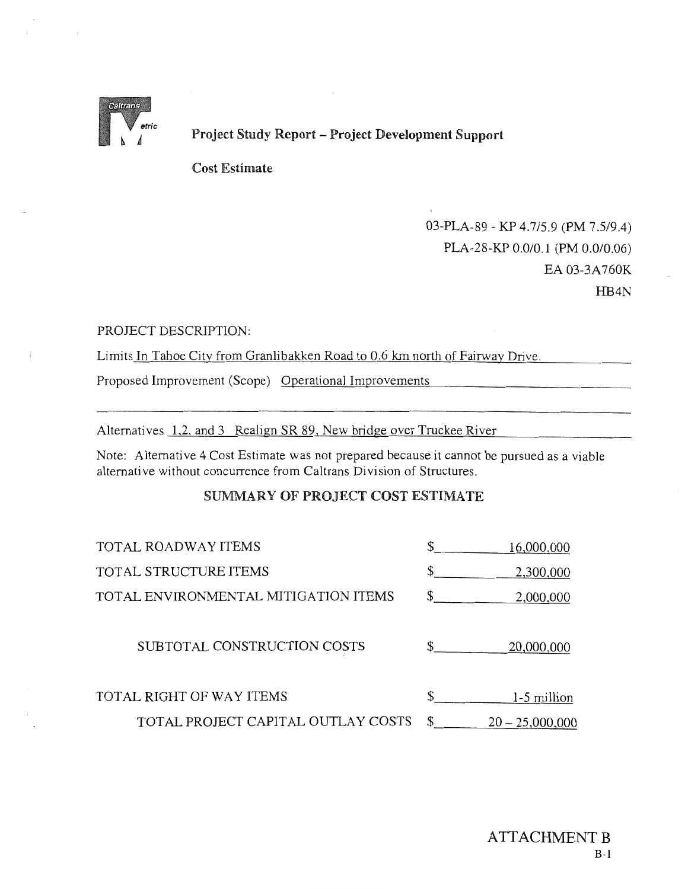# Project Study Report – Project Development Support

**Cost Estimate**

03-PLA-89 - KP 4.7/5.9 (PM 7.5/9.4)
PLA-28-KP 0.0/0.1 (PM 0.0/0.06)
EA 03-3A760K
HB4N

PROJECT DESCRIPTION:

Limits In Tahoe City from Granlibakken Road to 0.6 km north of Fairway Drive.

Proposed Improvement (Scope) Operational Improvements

Alternatives 1,2, and 3 Realign SR 89, New bridge over Truckee River

Note: Alternative 4 Cost Estimate was not prepared because it cannot be pursued as a viable alternative without concurrence from Caltrans Division of Structures.

## SUMMARY OF PROJECT COST ESTIMATE

| | |
|---|---|
| TOTAL ROADWAY ITEMS | $ 16,000,000 |
| TOTAL STRUCTURE ITEMS | $ 2,300,000 |
| TOTAL ENVIRONMENTAL MITIGATION ITEMS | $ 2,000,000 |
| SUBTOTAL CONSTRUCTION COSTS | $ 20,000,000 |
| TOTAL RIGHT OF WAY ITEMS | $ 1-5 million |
| TOTAL PROJECT CAPITAL OUTLAY COSTS | $ 20 – 25,000,000 |

ATTACHMENT B
B-1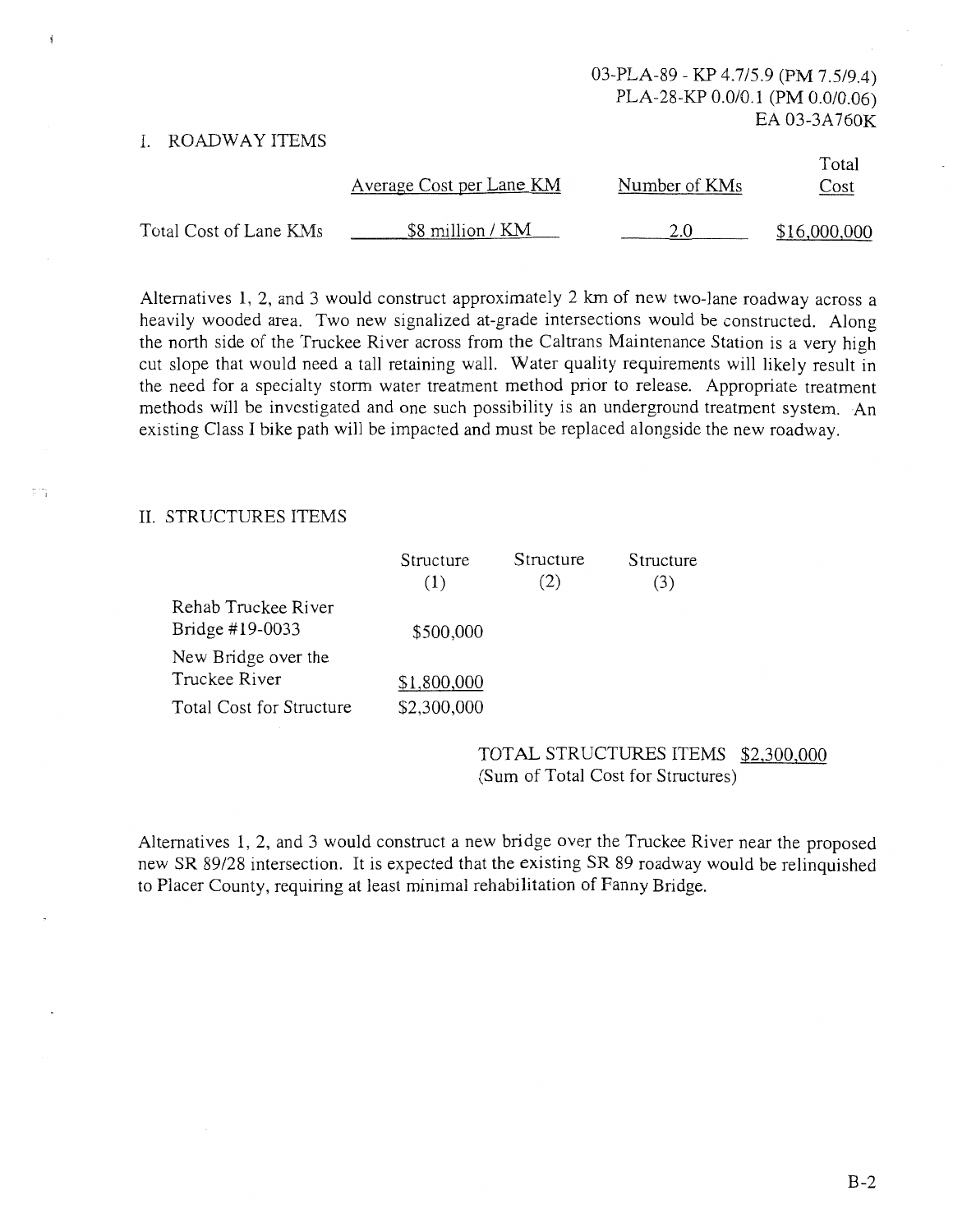03-PLA-89 - KP 4.7/5.9 (PM 7.5/9.4)
PLA-28-KP 0.0/0.1 (PM 0.0/0.06)
EA 03-3A760K

## I. ROADWAY ITEMS

| | Average Cost per Lane KM | Number of KMs | Total Cost |
|---|---|---|---|
| Total Cost of Lane KMs | $8 million / KM | 2.0 | $16,000,000 |

Alternatives 1, 2, and 3 would construct approximately 2 km of new two-lane roadway across a heavily wooded area. Two new signalized at-grade intersections would be constructed. Along the north side of the Truckee River across from the Caltrans Maintenance Station is a very high cut slope that would need a tall retaining wall. Water quality requirements will likely result in the need for a specialty storm water treatment method prior to release. Appropriate treatment methods will be investigated and one such possibility is an underground treatment system. An existing Class I bike path will be impacted and must be replaced alongside the new roadway.

## II. STRUCTURES ITEMS

| | Structure (1) | Structure (2) | Structure (3) |
|---|---|---|---|
| Rehab Truckee River Bridge #19-0033 | $500,000 | | |
| New Bridge over the Truckee River | $1,800,000 | | |
| Total Cost for Structure | $2,300,000 | | |

TOTAL STRUCTURES ITEMS $2,300,000
(Sum of Total Cost for Structures)

Alternatives 1, 2, and 3 would construct a new bridge over the Truckee River near the proposed new SR 89/28 intersection. It is expected that the existing SR 89 roadway would be relinquished to Placer County, requiring at least minimal rehabilitation of Fanny Bridge.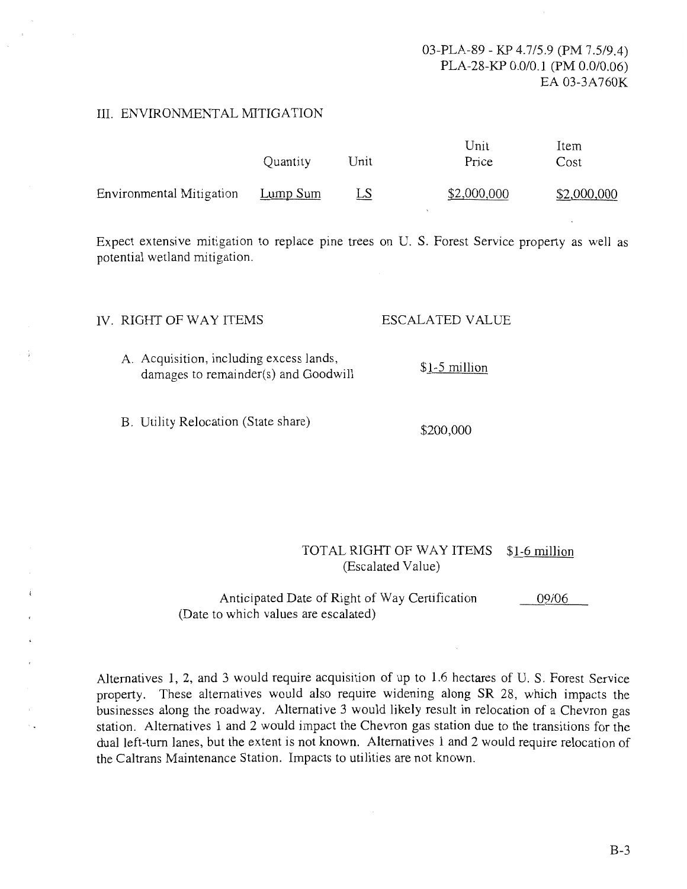03-PLA-89 - KP 4.7/5.9 (PM 7.5/9.4)
PLA-28-KP 0.0/0.1 (PM 0.0/0.06)
EA 03-3A760K

## III. ENVIRONMENTAL MITIGATION

| | Quantity | Unit | Unit Price | Item Cost |
|---|---|---|---|---|
| Environmental Mitigation | Lump Sum | LS | $2,000,000 | $2,000,000 |

Expect extensive mitigation to replace pine trees on U. S. Forest Service property as well as potential wetland mitigation.

## IV. RIGHT OF WAY ITEMS

| | ESCALATED VALUE |
|---|---|
| A. Acquisition, including excess lands, damages to remainder(s) and Goodwill | $1-5 million |
| B. Utility Relocation (State share) | $200,000 |

TOTAL RIGHT OF WAY ITEMS (Escalated Value) $1-6 million

Anticipated Date of Right of Way Certification (Date to which values are escalated) 09/06

Alternatives 1, 2, and 3 would require acquisition of up to 1.6 hectares of U. S. Forest Service property. These alternatives would also require widening along SR 28, which impacts the businesses along the roadway. Alternative 3 would likely result in relocation of a Chevron gas station. Alternatives 1 and 2 would impact the Chevron gas station due to the transitions for the dual left-turn lanes, but the extent is not known. Alternatives 1 and 2 would require relocation of the Caltrans Maintenance Station. Impacts to utilities are not known.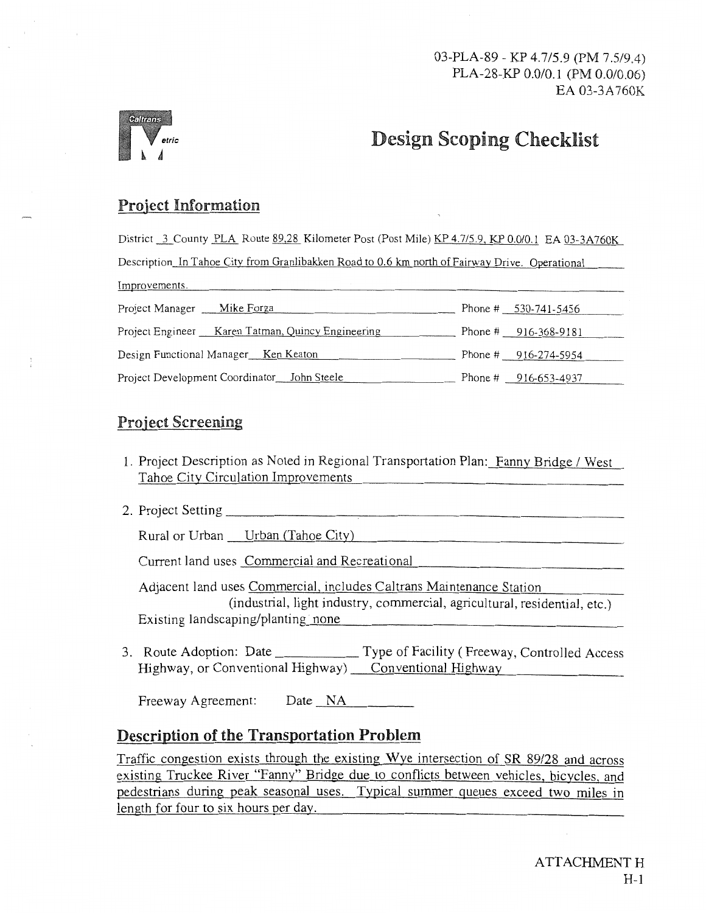03-PLA-89 - KP 4.7/5.9 (PM 7.5/9.4)
PLA-28-KP 0.0/0.1 (PM 0.0/0.06)
EA 03-3A760K

Caltrans Metric

# Design Scoping Checklist

## Project Information

District 3 County PLA Route 89,28 Kilometer Post (Post Mile) KP 4.7/5.9, KP 0.0/0.1 EA 03-3A760K

Description In Tahoe City from Granlibakken Road to 0.6 km north of Fairway Drive. Operational Improvements.

Project Manager Mike Forga Phone # 530-741-5456

Project Engineer Karen Tatman, Quincy Engineering Phone # 916-368-9181

Design Functional Manager Ken Keaton Phone # 916-274-5954

Project Development Coordinator John Steele Phone # 916-653-4937

## Project Screening

1. Project Description as Noted in Regional Transportation Plan: Fanny Bridge / West Tahoe City Circulation Improvements

2. Project Setting

   Rural or Urban Urban (Tahoe City)

   Current land uses Commercial and Recreational

   Adjacent land uses Commercial, includes Caltrans Maintenance Station
   (industrial, light industry, commercial, agricultural, residential, etc.)

   Existing landscaping/planting none

3. Route Adoption: Date ________ Type of Facility ( Freeway, Controlled Access Highway, or Conventional Highway) Conventional Highway

   Freeway Agreement: Date NA

## Description of the Transportation Problem

Traffic congestion exists through the existing Wye intersection of SR 89/28 and across existing Truckee River "Fanny" Bridge due to conflicts between vehicles, bicycles, and pedestrians during peak seasonal uses. Typical summer queues exceed two miles in length for four to six hours per day.

ATTACHMENT H
H-1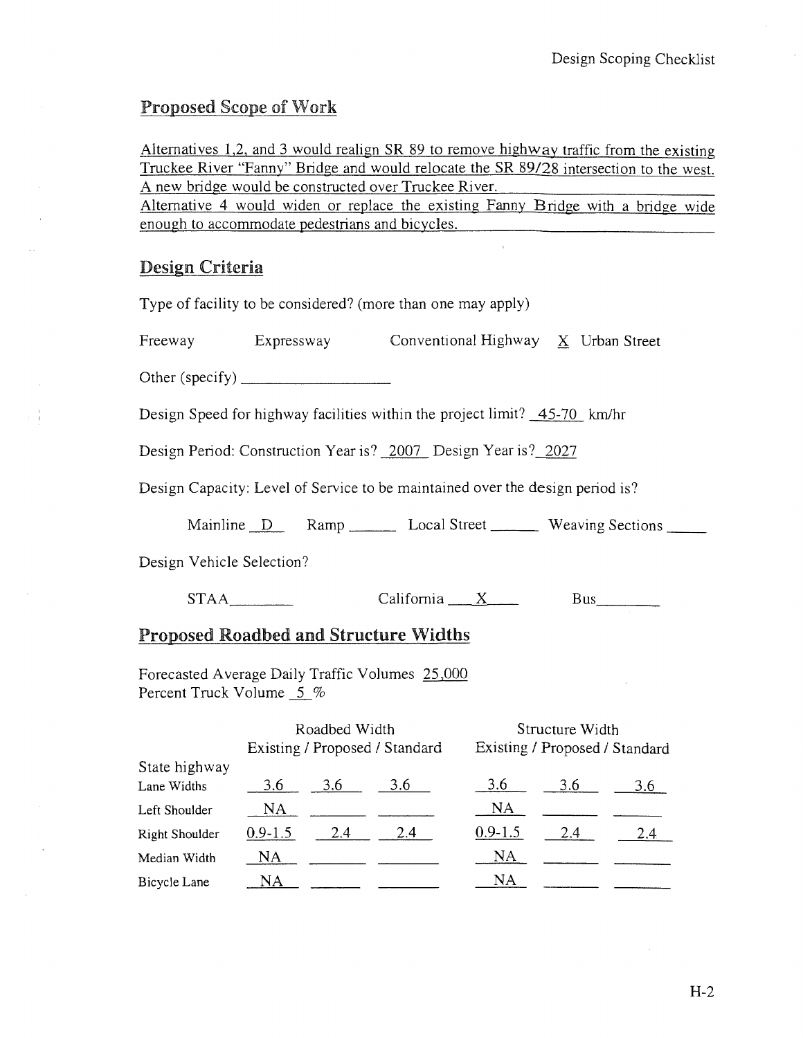## Proposed Scope of Work

Alternatives 1,2, and 3 would realign SR 89 to remove highway traffic from the existing Truckee River "Fanny" Bridge and would relocate the SR 89/28 intersection to the west. A new bridge would be constructed over Truckee River.
Alternative 4 would widen or replace the existing Fanny Bridge with a bridge wide enough to accommodate pedestrians and bicycles.

## Design Criteria

Type of facility to be considered? (more than one may apply)

Freeway   Expressway   Conventional Highway  X  Urban Street

Other (specify) ____________

Design Speed for highway facilities within the project limit? 45-70 km/hr

Design Period: Construction Year is? 2007 Design Year is? 2027

Design Capacity: Level of Service to be maintained over the design period is?

Mainline D   Ramp ____   Local Street ____   Weaving Sections ____

Design Vehicle Selection?

STAA ____   California X   Bus ____

## Proposed Roadbed and Structure Widths

Forecasted Average Daily Traffic Volumes 25,000
Percent Truck Volume 5 %

| | Roadbed Width | | | Structure Width | | |
|---|---|---|---|---|---|---|
| | Existing | Proposed | Standard | Existing | Proposed | Standard |
| State highway | | | | | | |
| Lane Widths | 3.6 | 3.6 | 3.6 | 3.6 | 3.6 | 3.6 |
| Left Shoulder | NA | | | NA | | |
| Right Shoulder | 0.9-1.5 | 2.4 | 2.4 | 0.9-1.5 | 2.4 | 2.4 |
| Median Width | NA | | | NA | | |
| Bicycle Lane | NA | | | NA | | |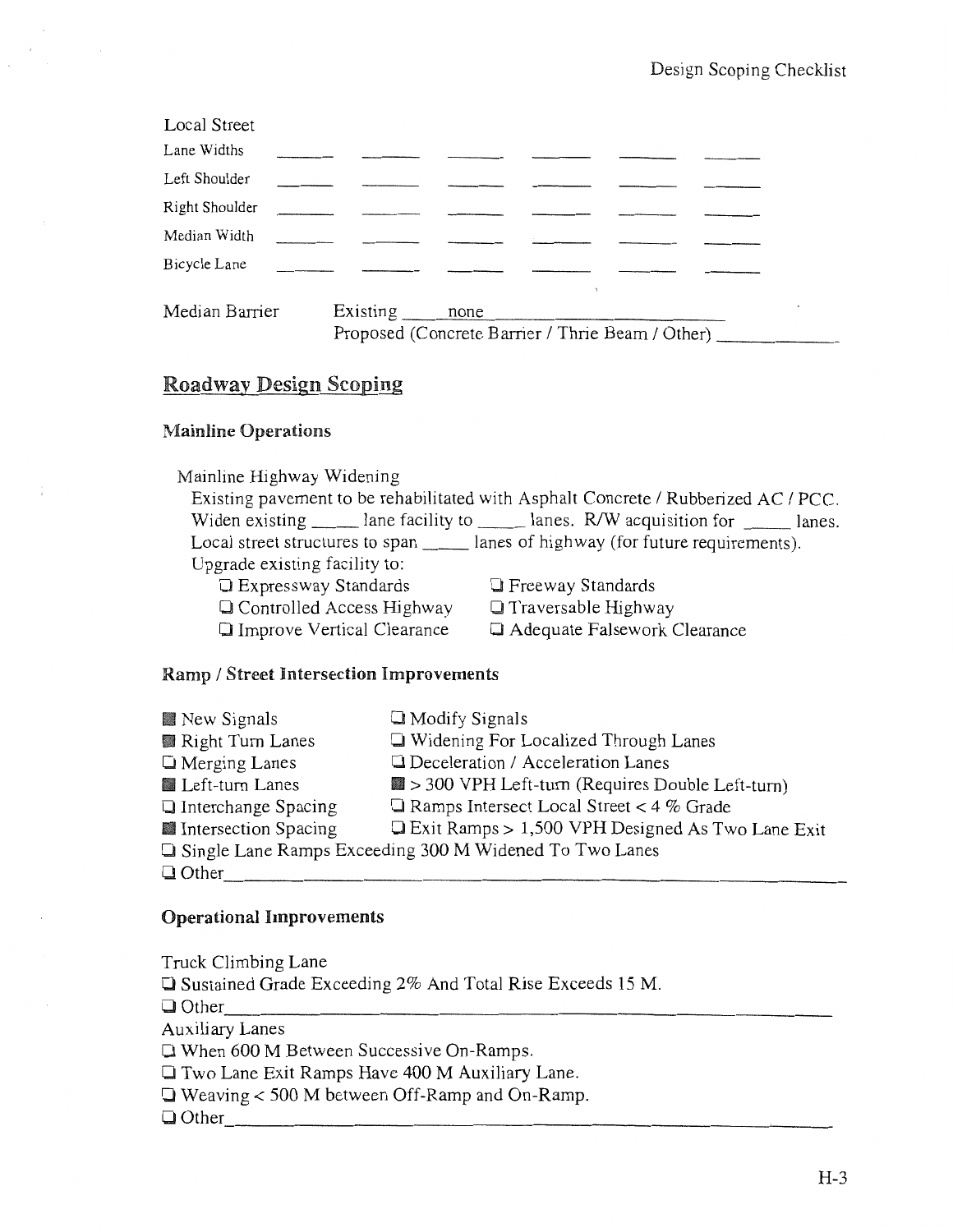Local Street

| | | | | | | |
|---|---|---|---|---|---|---|
| Lane Widths | ______ | ______ | ______ | ______ | ______ | ______ |
| Left Shoulder | ______ | ______ | ______ | ______ | ______ | ______ |
| Right Shoulder | ______ | ______ | ______ | ______ | ______ | ______ |
| Median Width | ______ | ______ | ______ | ______ | ______ | ______ |
| Bicycle Lane | ______ | ______ | ______ | ______ | ______ | ______ |

Median Barrier Existing ____ none ______________________

Proposed (Concrete Barrier / Thrie Beam / Other) ____________

## Roadway Design Scoping

### Mainline Operations

Mainline Highway Widening

Existing pavement to be rehabilitated with Asphalt Concrete / Rubberized AC / PCC.

Widen existing _____ lane facility to _____ lanes. R/W acquisition for _____ lanes.

Local street structures to span _____ lanes of highway (for future requirements).

Upgrade existing facility to:

- ☐ Expressway Standards
- ☐ Freeway Standards
- ☐ Controlled Access Highway
- ☐ Traversable Highway
- ☐ Improve Vertical Clearance
- ☐ Adequate Falsework Clearance

### Ramp / Street Intersection Improvements

- ■ New Signals
- ☐ Modify Signals
- ■ Right Turn Lanes
- ☐ Widening For Localized Through Lanes
- ☐ Merging Lanes
- ☐ Deceleration / Acceleration Lanes
- ■ Left-turn Lanes
- ■ > 300 VPH Left-turn (Requires Double Left-turn)
- ☐ Interchange Spacing
- ☐ Ramps Intersect Local Street < 4 % Grade
- ■ Intersection Spacing
- ☐ Exit Ramps > 1,500 VPH Designed As Two Lane Exit
- ☐ Single Lane Ramps Exceeding 300 M Widened To Two Lanes
- ☐ Other____________________________________________

### Operational Improvements

Truck Climbing Lane

- ☐ Sustained Grade Exceeding 2% And Total Rise Exceeds 15 M.
- ☐ Other____________________________________________

Auxiliary Lanes

- ☐ When 600 M Between Successive On-Ramps.
- ☐ Two Lane Exit Ramps Have 400 M Auxiliary Lane.
- ☐ Weaving < 500 M between Off-Ramp and On-Ramp.
- ☐ Other____________________________________________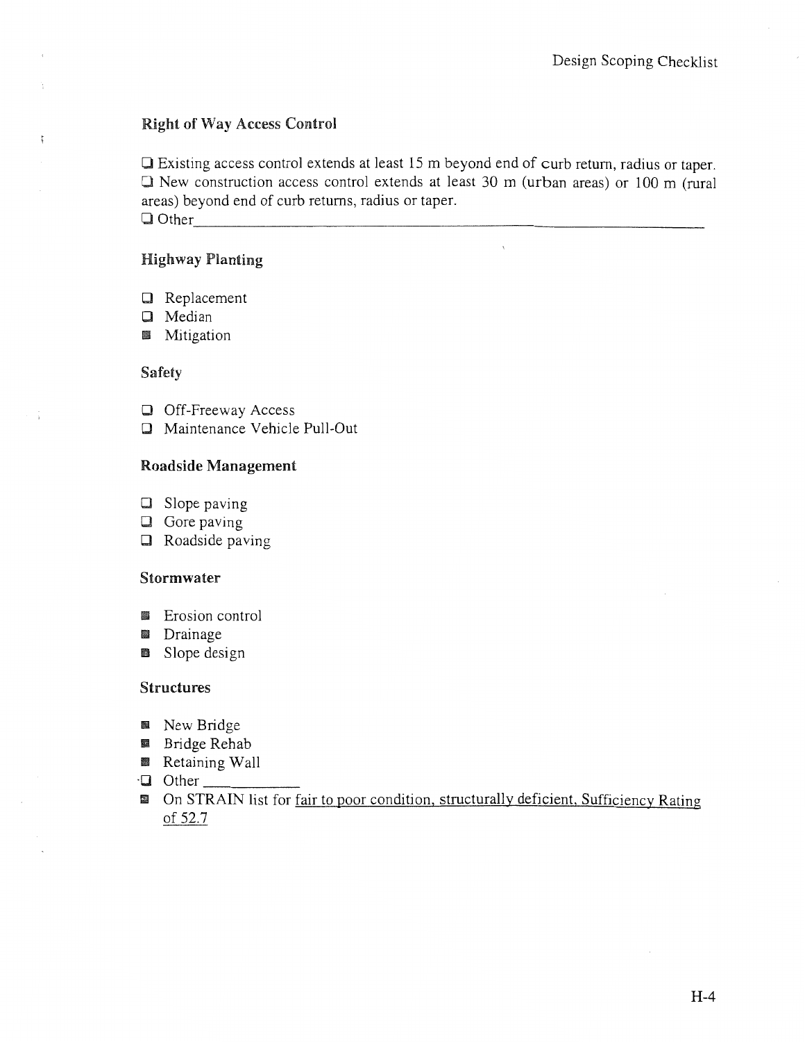## Right of Way Access Control

- [ ] Existing access control extends at least 15 m beyond end of curb return, radius or taper.
- [ ] New construction access control extends at least 30 m (urban areas) or 100 m (rural areas) beyond end of curb returns, radius or taper.
- [ ] Other______________________________

## Highway Planting

- [ ] Replacement
- [ ] Median
- [x] Mitigation

## Safety

- [ ] Off-Freeway Access
- [ ] Maintenance Vehicle Pull-Out

## Roadside Management

- [ ] Slope paving
- [ ] Gore paving
- [ ] Roadside paving

## Stormwater

- [x] Erosion control
- [x] Drainage
- [x] Slope design

## Structures

- [x] New Bridge
- [x] Bridge Rehab
- [x] Retaining Wall
- [ ] Other __________
- [x] On STRAIN list for fair to poor condition, structurally deficient, Sufficiency Rating of 52.7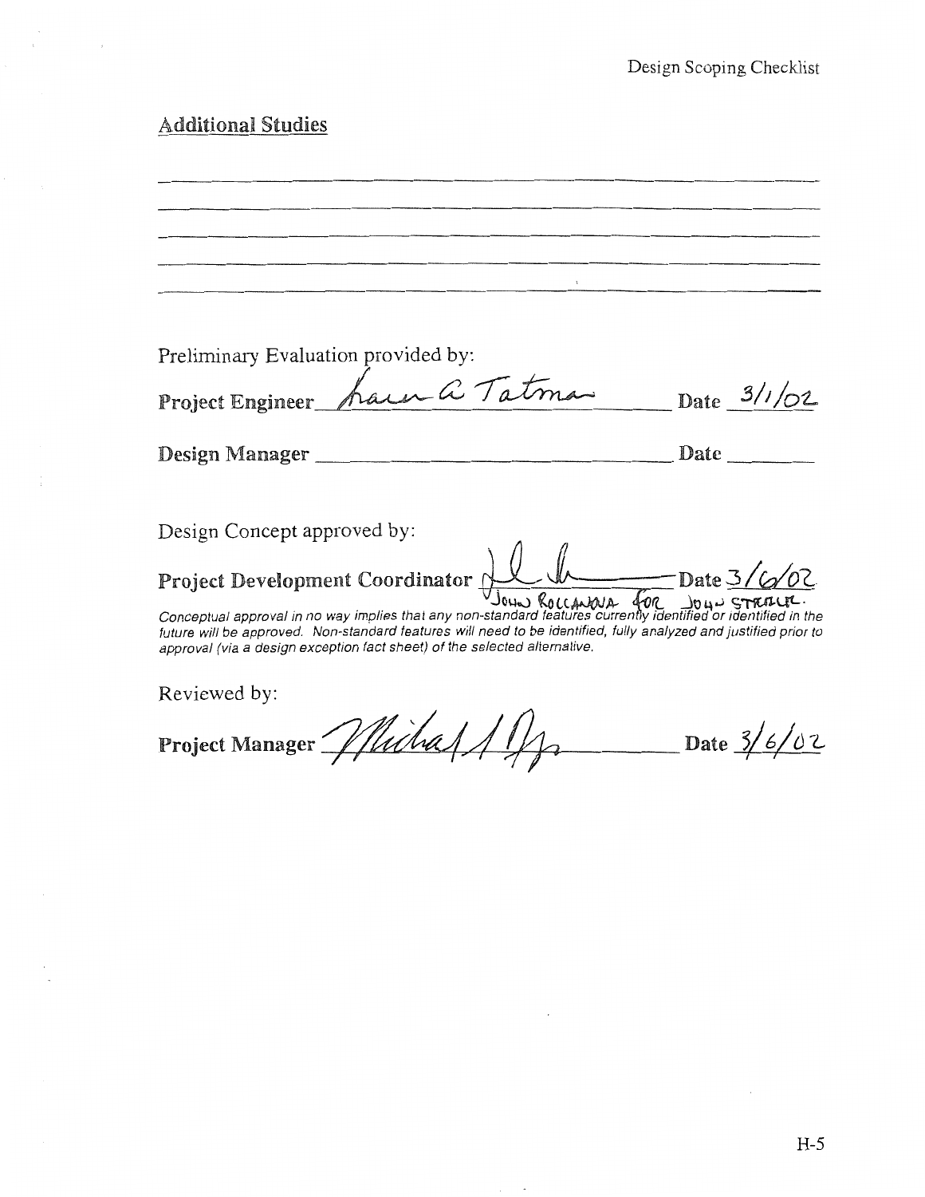## Additional Studies

\_\_\_\_\_\_\_\_\_\_\_\_\_\_\_\_\_\_\_\_\_\_\_\_\_\_\_\_\_\_\_\_\_\_\_\_\_\_\_\_\_\_\_\_\_\_\_\_\_\_\_\_\_\_\_\_

\_\_\_\_\_\_\_\_\_\_\_\_\_\_\_\_\_\_\_\_\_\_\_\_\_\_\_\_\_\_\_\_\_\_\_\_\_\_\_\_\_\_\_\_\_\_\_\_\_\_\_\_\_\_\_\_

\_\_\_\_\_\_\_\_\_\_\_\_\_\_\_\_\_\_\_\_\_\_\_\_\_\_\_\_\_\_\_\_\_\_\_\_\_\_\_\_\_\_\_\_\_\_\_\_\_\_\_\_\_\_\_\_

\_\_\_\_\_\_\_\_\_\_\_\_\_\_\_\_\_\_\_\_\_\_\_\_\_\_\_\_\_\_\_\_\_\_\_\_\_\_\_\_\_\_\_\_\_\_\_\_\_\_\_\_\_\_\_\_

\_\_\_\_\_\_\_\_\_\_\_\_\_\_\_\_\_\_\_\_\_\_\_\_\_\_\_\_\_\_\_\_\_\_\_\_\_\_\_\_\_\_\_\_\_\_\_\_\_\_\_\_\_\_\_\_

Preliminary Evaluation provided by:

**Project Engineer** Laura A Tatman **Date** 3/1/02

**Design Manager** \_\_\_\_\_\_\_\_\_\_\_\_\_\_\_\_\_\_\_\_\_\_\_\_\_\_\_\_ **Date** \_\_\_\_\_\_\_\_

Design Concept approved by:

**Project Development Coordinator** [signature] **Date** 3/6/02

John Roccanova for John Strauer.

*Conceptual approval in no way implies that any non-standard features currently identified or identified in the future will be approved. Non-standard features will need to be identified, fully analyzed and justified prior to approval (via a design exception fact sheet) of the selected alternative.*

Reviewed by:

**Project Manager** [signature] **Date** 3/6/02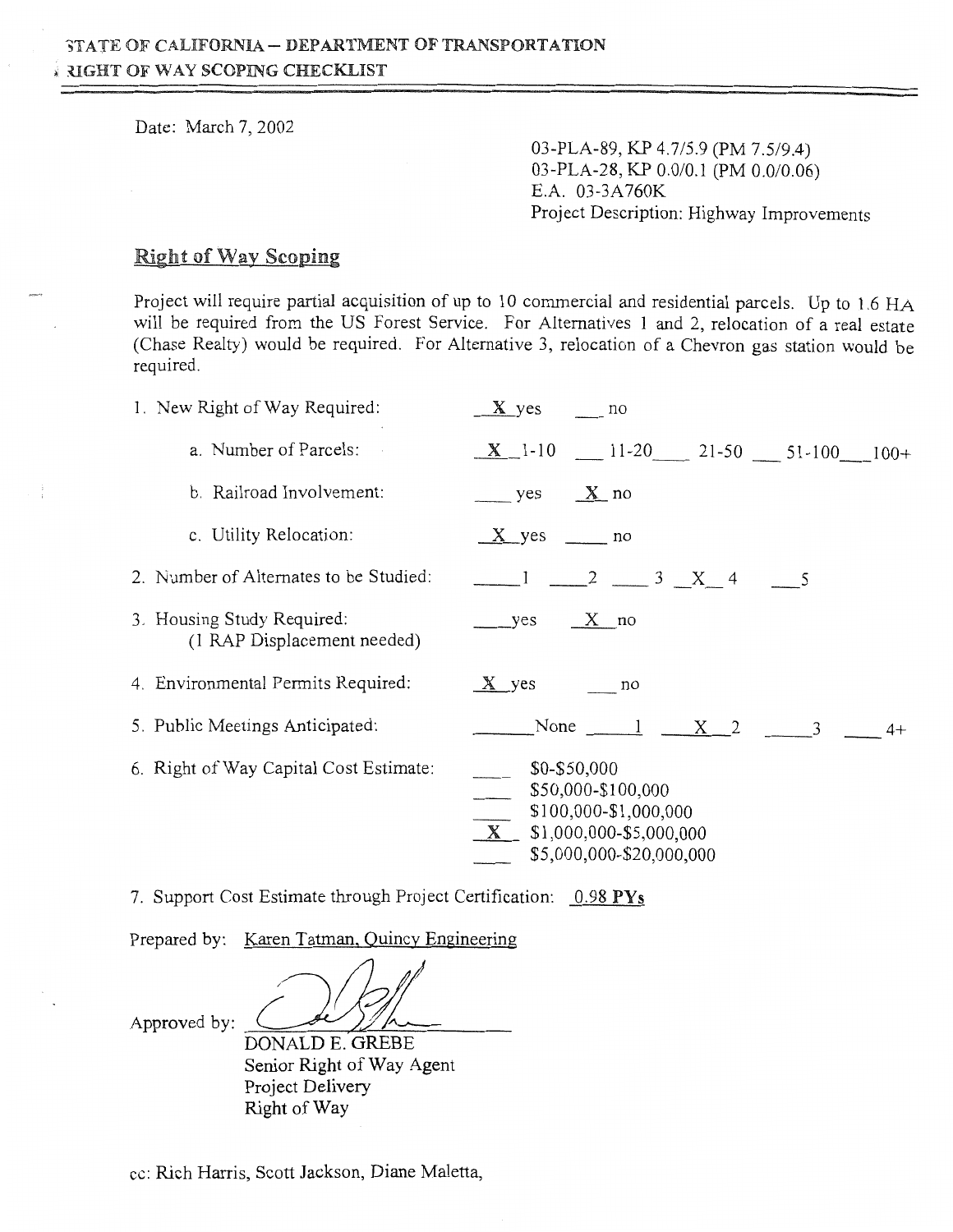STATE OF CALIFORNIA – DEPARTMENT OF TRANSPORTATION
RIGHT OF WAY SCOPING CHECKLIST

Date: March 7, 2002

03-PLA-89, KP 4.7/5.9 (PM 7.5/9.4)
03-PLA-28, KP 0.0/0.1 (PM 0.0/0.06)
E.A. 03-3A760K
Project Description: Highway Improvements

## Right of Way Scoping

Project will require partial acquisition of up to 10 commercial and residential parcels. Up to 1.6 HA will be required from the US Forest Service. For Alternatives 1 and 2, relocation of a real estate (Chase Realty) would be required. For Alternative 3, relocation of a Chevron gas station would be required.

1. New Right of Way Required: _X_ yes ___ no
   - a. Number of Parcels: _X_ 1-10 ___ 11-20 ___ 21-50 ___ 51-100 ___ 100+
   - b. Railroad Involvement: ___ yes _X_ no
   - c. Utility Relocation: _X_ yes ___ no
2. Number of Alternates to be Studied: ___ 1 ___ 2 ___ 3 _X_ 4 ___ 5
3. Housing Study Required: ___ yes _X_ no
   (1 RAP Displacement needed)
4. Environmental Permits Required: _X_ yes ___ no
5. Public Meetings Anticipated: ___ None ___ 1 _X_ 2 ___ 3 ___ 4+
6. Right of Way Capital Cost Estimate:
   - ___ $0-$50,000
   - ___ $50,000-$100,000
   - ___ $100,000-$1,000,000
   - _X_ $1,000,000-$5,000,000
   - ___ $5,000,000-$20,000,000
7. Support Cost Estimate through Project Certification: 0.98 **PYs**

Prepared by: Karen Tatman, Quincy Engineering

Approved by: [signature]

DONALD E. GREBE
Senior Right of Way Agent
Project Delivery
Right of Way

cc: Rich Harris, Scott Jackson, Diane Maletta,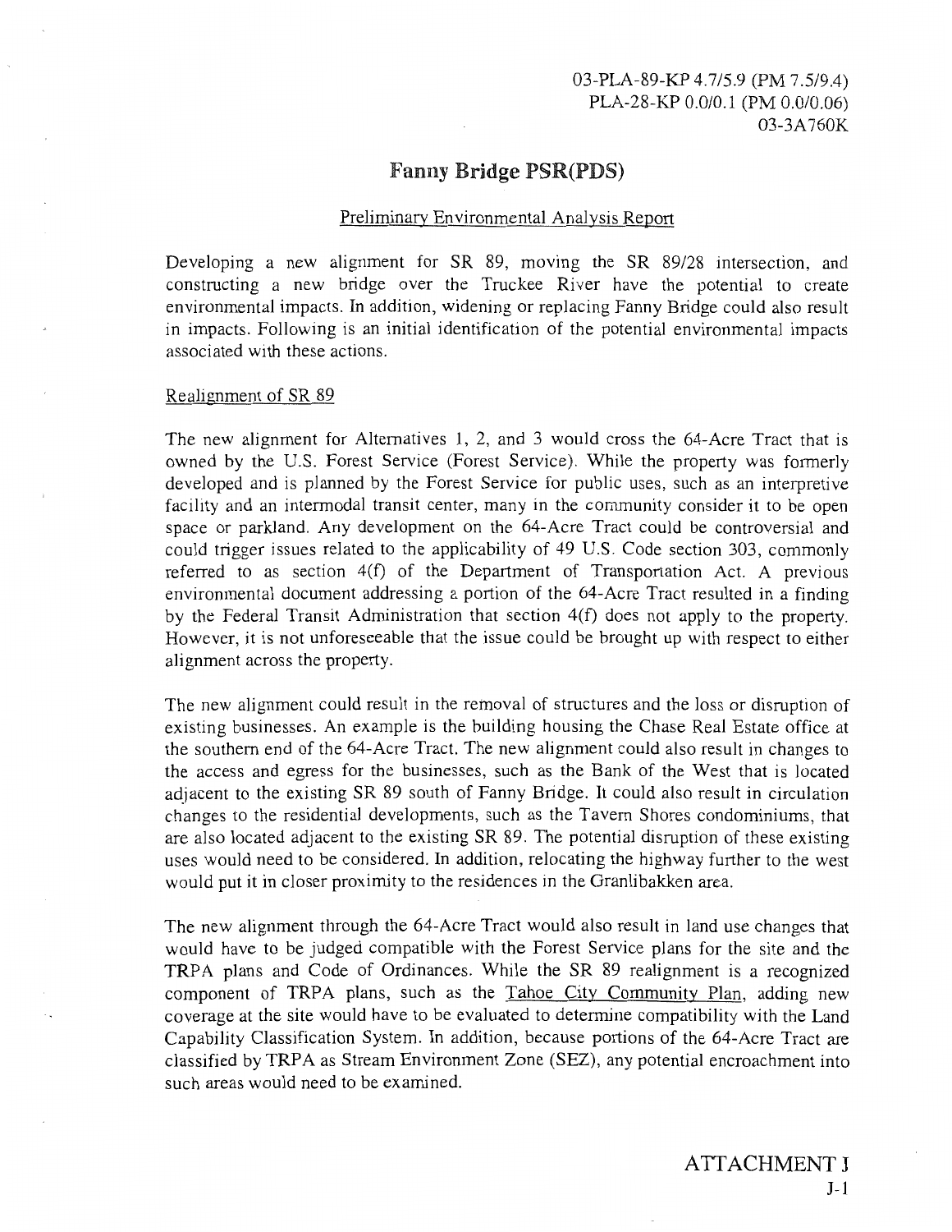03-PLA-89-KP 4.7/5.9 (PM 7.5/9.4)
PLA-28-KP 0.0/0.1 (PM 0.0/0.06)
03-3A760K

# Fanny Bridge PSR(PDS)

## Preliminary Environmental Analysis Report

Developing a new alignment for SR 89, moving the SR 89/28 intersection, and constructing a new bridge over the Truckee River have the potential to create environmental impacts. In addition, widening or replacing Fanny Bridge could also result in impacts. Following is an initial identification of the potential environmental impacts associated with these actions.

### Realignment of SR 89

The new alignment for Alternatives 1, 2, and 3 would cross the 64-Acre Tract that is owned by the U.S. Forest Service (Forest Service). While the property was formerly developed and is planned by the Forest Service for public uses, such as an interpretive facility and an intermodal transit center, many in the community consider it to be open space or parkland. Any development on the 64-Acre Tract could be controversial and could trigger issues related to the applicability of 49 U.S. Code section 303, commonly referred to as section 4(f) of the Department of Transportation Act. A previous environmental document addressing a portion of the 64-Acre Tract resulted in a finding by the Federal Transit Administration that section 4(f) does not apply to the property. However, it is not unforeseeable that the issue could be brought up with respect to either alignment across the property.

The new alignment could result in the removal of structures and the loss or disruption of existing businesses. An example is the building housing the Chase Real Estate office at the southern end of the 64-Acre Tract. The new alignment could also result in changes to the access and egress for the businesses, such as the Bank of the West that is located adjacent to the existing SR 89 south of Fanny Bridge. It could also result in circulation changes to the residential developments, such as the Tavern Shores condominiums, that are also located adjacent to the existing SR 89. The potential disruption of these existing uses would need to be considered. In addition, relocating the highway further to the west would put it in closer proximity to the residences in the Granlibakken area.

The new alignment through the 64-Acre Tract would also result in land use changes that would have to be judged compatible with the Forest Service plans for the site and the TRPA plans and Code of Ordinances. While the SR 89 realignment is a recognized component of TRPA plans, such as the Tahoe City Community Plan, adding new coverage at the site would have to be evaluated to determine compatibility with the Land Capability Classification System. In addition, because portions of the 64-Acre Tract are classified by TRPA as Stream Environment Zone (SEZ), any potential encroachment into such areas would need to be examined.

ATTACHMENT J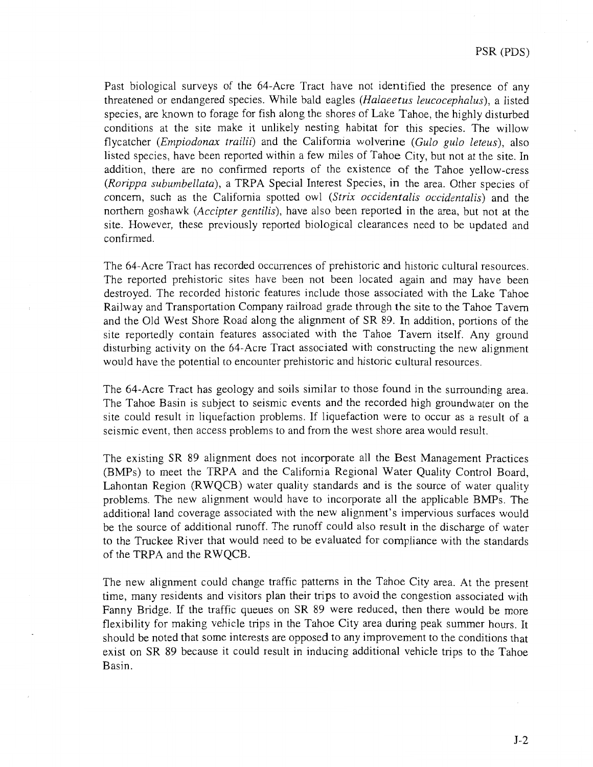Past biological surveys of the 64-Acre Tract have not identified the presence of any threatened or endangered species. While bald eagles (*Halaeetus leucocephalus*), a listed species, are known to forage for fish along the shores of Lake Tahoe, the highly disturbed conditions at the site make it unlikely nesting habitat for this species. The willow flycatcher (*Empiodonax trailii*) and the California wolverine (*Gulo gulo leteus*), also listed species, have been reported within a few miles of Tahoe City, but not at the site. In addition, there are no confirmed reports of the existence of the Tahoe yellow-cress (*Rorippa subumbellata*), a TRPA Special Interest Species, in the area. Other species of concern, such as the California spotted owl (*Strix occidentalis occidentalis*) and the northern goshawk (*Accipter gentilis*), have also been reported in the area, but not at the site. However, these previously reported biological clearances need to be updated and confirmed.

The 64-Acre Tract has recorded occurrences of prehistoric and historic cultural resources. The reported prehistoric sites have been not been located again and may have been destroyed. The recorded historic features include those associated with the Lake Tahoe Railway and Transportation Company railroad grade through the site to the Tahoe Tavern and the Old West Shore Road along the alignment of SR 89. In addition, portions of the site reportedly contain features associated with the Tahoe Tavern itself. Any ground disturbing activity on the 64-Acre Tract associated with constructing the new alignment would have the potential to encounter prehistoric and historic cultural resources.

The 64-Acre Tract has geology and soils similar to those found in the surrounding area. The Tahoe Basin is subject to seismic events and the recorded high groundwater on the site could result in liquefaction problems. If liquefaction were to occur as a result of a seismic event, then access problems to and from the west shore area would result.

The existing SR 89 alignment does not incorporate all the Best Management Practices (BMPs) to meet the TRPA and the California Regional Water Quality Control Board, Lahontan Region (RWQCB) water quality standards and is the source of water quality problems. The new alignment would have to incorporate all the applicable BMPs. The additional land coverage associated with the new alignment's impervious surfaces would be the source of additional runoff. The runoff could also result in the discharge of water to the Truckee River that would need to be evaluated for compliance with the standards of the TRPA and the RWQCB.

The new alignment could change traffic patterns in the Tahoe City area. At the present time, many residents and visitors plan their trips to avoid the congestion associated with Fanny Bridge. If the traffic queues on SR 89 were reduced, then there would be more flexibility for making vehicle trips in the Tahoe City area during peak summer hours. It should be noted that some interests are opposed to any improvement to the conditions that exist on SR 89 because it could result in inducing additional vehicle trips to the Tahoe Basin.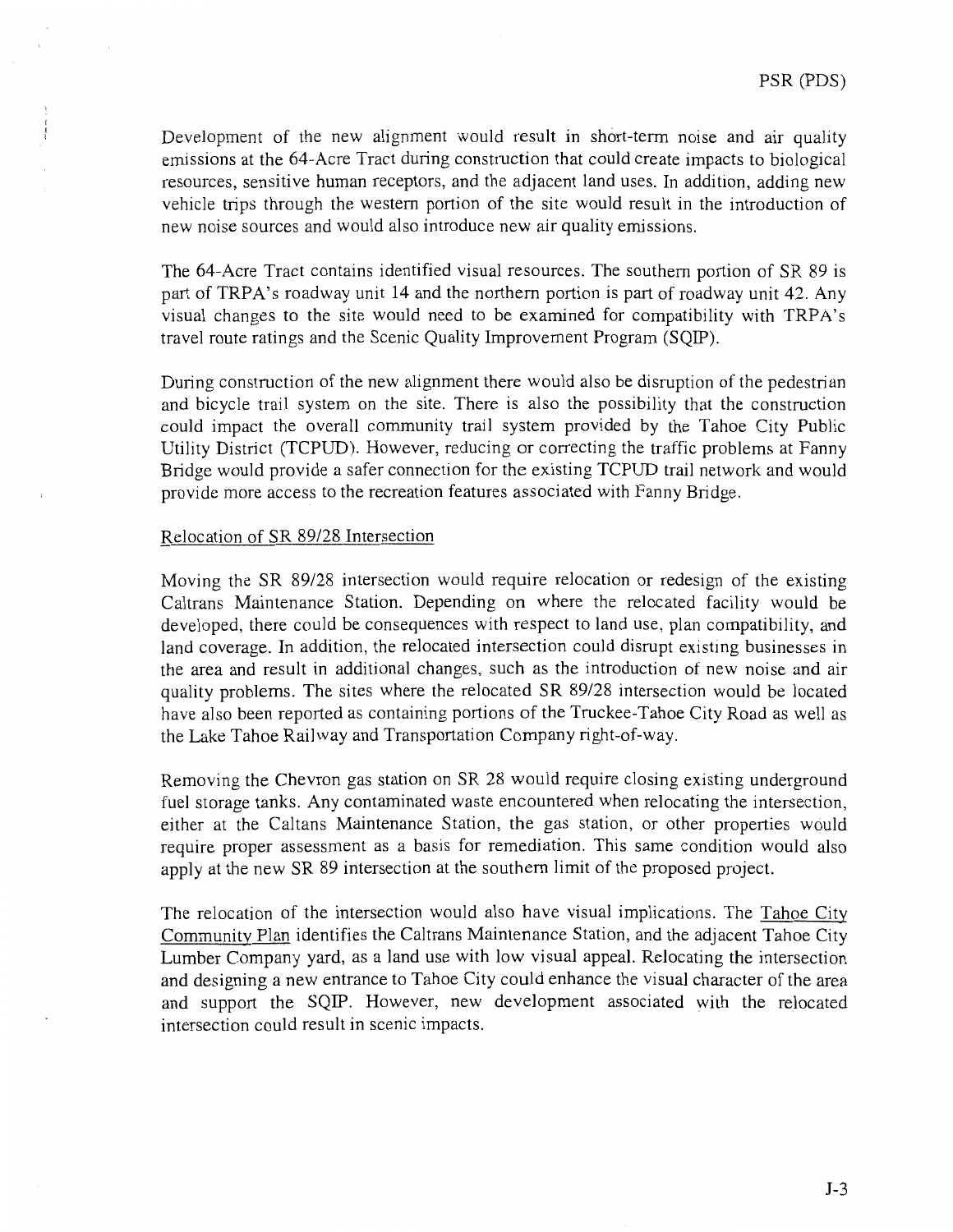Development of the new alignment would result in short-term noise and air quality emissions at the 64-Acre Tract during construction that could create impacts to biological resources, sensitive human receptors, and the adjacent land uses. In addition, adding new vehicle trips through the western portion of the site would result in the introduction of new noise sources and would also introduce new air quality emissions.

The 64-Acre Tract contains identified visual resources. The southern portion of SR 89 is part of TRPA's roadway unit 14 and the northern portion is part of roadway unit 42. Any visual changes to the site would need to be examined for compatibility with TRPA's travel route ratings and the Scenic Quality Improvement Program (SQIP).

During construction of the new alignment there would also be disruption of the pedestrian and bicycle trail system on the site. There is also the possibility that the construction could impact the overall community trail system provided by the Tahoe City Public Utility District (TCPUD). However, reducing or correcting the traffic problems at Fanny Bridge would provide a safer connection for the existing TCPUD trail network and would provide more access to the recreation features associated with Fanny Bridge.

Relocation of SR 89/28 Intersection

Moving the SR 89/28 intersection would require relocation or redesign of the existing Caltrans Maintenance Station. Depending on where the relocated facility would be developed, there could be consequences with respect to land use, plan compatibility, and land coverage. In addition, the relocated intersection could disrupt existing businesses in the area and result in additional changes, such as the introduction of new noise and air quality problems. The sites where the relocated SR 89/28 intersection would be located have also been reported as containing portions of the Truckee-Tahoe City Road as well as the Lake Tahoe Railway and Transportation Company right-of-way.

Removing the Chevron gas station on SR 28 would require closing existing underground fuel storage tanks. Any contaminated waste encountered when relocating the intersection, either at the Caltans Maintenance Station, the gas station, or other properties would require proper assessment as a basis for remediation. This same condition would also apply at the new SR 89 intersection at the southern limit of the proposed project.

The relocation of the intersection would also have visual implications. The Tahoe City Community Plan identifies the Caltrans Maintenance Station, and the adjacent Tahoe City Lumber Company yard, as a land use with low visual appeal. Relocating the intersection and designing a new entrance to Tahoe City could enhance the visual character of the area and support the SQIP. However, new development associated with the relocated intersection could result in scenic impacts.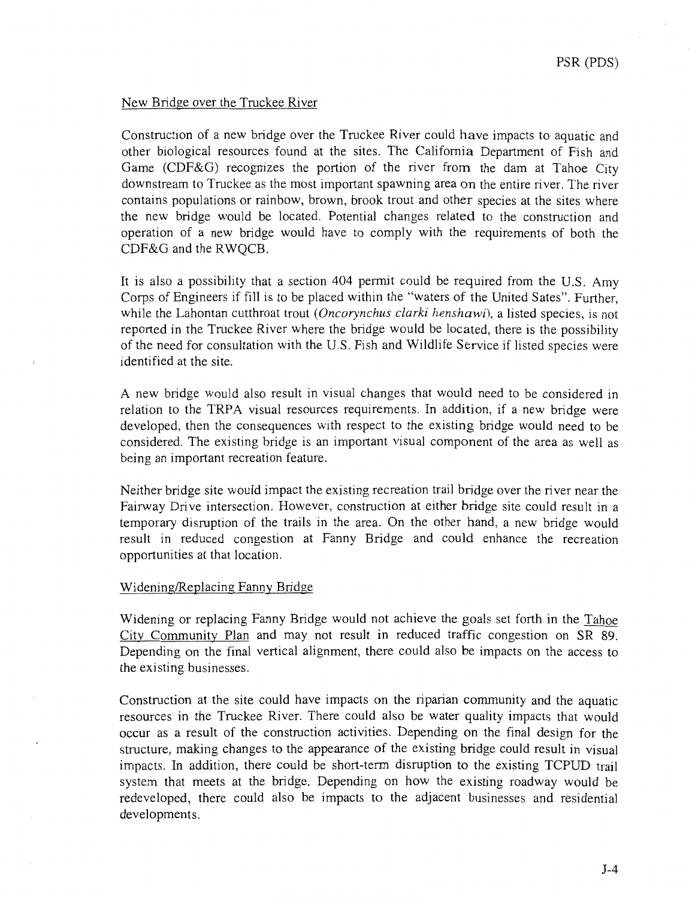New Bridge over the Truckee River

Construction of a new bridge over the Truckee River could have impacts to aquatic and other biological resources found at the sites. The California Department of Fish and Game (CDF&G) recognizes the portion of the river from the dam at Tahoe City downstream to Truckee as the most important spawning area on the entire river. The river contains populations or rainbow, brown, brook trout and other species at the sites where the new bridge would be located. Potential changes related to the construction and operation of a new bridge would have to comply with the requirements of both the CDF&G and the RWQCB.

It is also a possibility that a section 404 permit could be required from the U.S. Amy Corps of Engineers if fill is to be placed within the "waters of the United Sates". Further, while the Lahontan cutthroat trout (*Oncorynchus clarki henshawi*), a listed species, is not reported in the Truckee River where the bridge would be located, there is the possibility of the need for consultation with the U.S. Fish and Wildlife Service if listed species were identified at the site.

A new bridge would also result in visual changes that would need to be considered in relation to the TRPA visual resources requirements. In addition, if a new bridge were developed, then the consequences with respect to the existing bridge would need to be considered. The existing bridge is an important visual component of the area as well as being an important recreation feature.

Neither bridge site would impact the existing recreation trail bridge over the river near the Fairway Drive intersection. However, construction at either bridge site could result in a temporary disruption of the trails in the area. On the other hand, a new bridge would result in reduced congestion at Fanny Bridge and could enhance the recreation opportunities at that location.

Widening/Replacing Fanny Bridge

Widening or replacing Fanny Bridge would not achieve the goals set forth in the Tahoe City Community Plan and may not result in reduced traffic congestion on SR 89. Depending on the final vertical alignment, there could also be impacts on the access to the existing businesses.

Construction at the site could have impacts on the riparian community and the aquatic resources in the Truckee River. There could also be water quality impacts that would occur as a result of the construction activities. Depending on the final design for the structure, making changes to the appearance of the existing bridge could result in visual impacts. In addition, there could be short-term disruption to the existing TCPUD trail system that meets at the bridge. Depending on how the existing roadway would be redeveloped, there could also be impacts to the adjacent businesses and residential developments.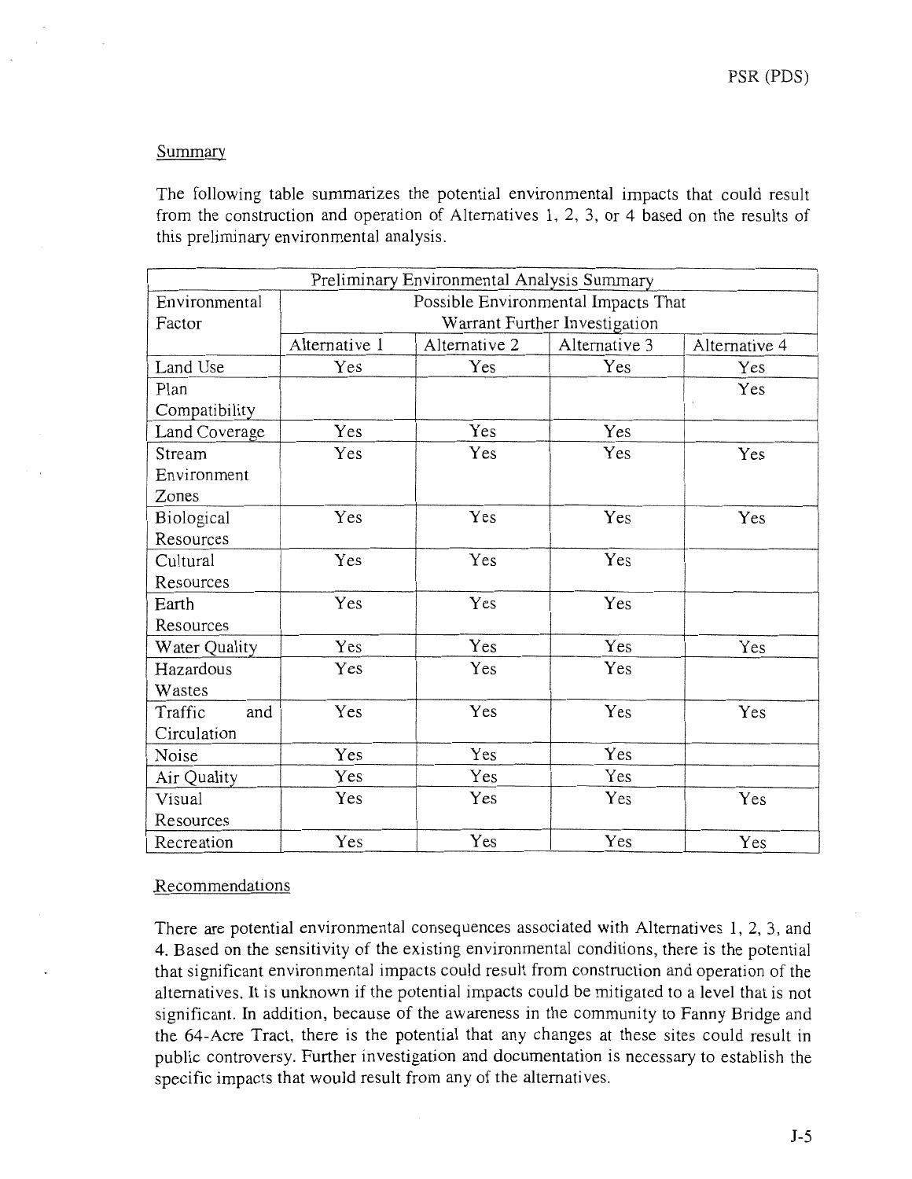## Summary

The following table summarizes the potential environmental impacts that could result from the construction and operation of Alternatives 1, 2, 3, or 4 based on the results of this preliminary environmental analysis.

| Preliminary Environmental Analysis Summary | | | | |
|---|---|---|---|---|
| Environmental Factor | Possible Environmental Impacts That Warrant Further Investigation | | | |
| | Alternative 1 | Alternative 2 | Alternative 3 | Alternative 4 |
| Land Use | Yes | Yes | Yes | Yes |
| Plan Compatibility | | | | Yes |
| Land Coverage | Yes | Yes | Yes | |
| Stream Environment Zones | Yes | Yes | Yes | Yes |
| Biological Resources | Yes | Yes | Yes | Yes |
| Cultural Resources | Yes | Yes | Yes | |
| Earth Resources | Yes | Yes | Yes | |
| Water Quality | Yes | Yes | Yes | Yes |
| Hazardous Wastes | Yes | Yes | Yes | |
| Traffic and Circulation | Yes | Yes | Yes | Yes |
| Noise | Yes | Yes | Yes | |
| Air Quality | Yes | Yes | Yes | |
| Visual Resources | Yes | Yes | Yes | Yes |
| Recreation | Yes | Yes | Yes | Yes |

## Recommendations

There are potential environmental consequences associated with Alternatives 1, 2, 3, and 4. Based on the sensitivity of the existing environmental conditions, there is the potential that significant environmental impacts could result from construction and operation of the alternatives. It is unknown if the potential impacts could be mitigated to a level that is not significant. In addition, because of the awareness in the community to Fanny Bridge and the 64-Acre Tract, there is the potential that any changes at these sites could result in public controversy. Further investigation and documentation is necessary to establish the specific impacts that would result from any of the alternatives.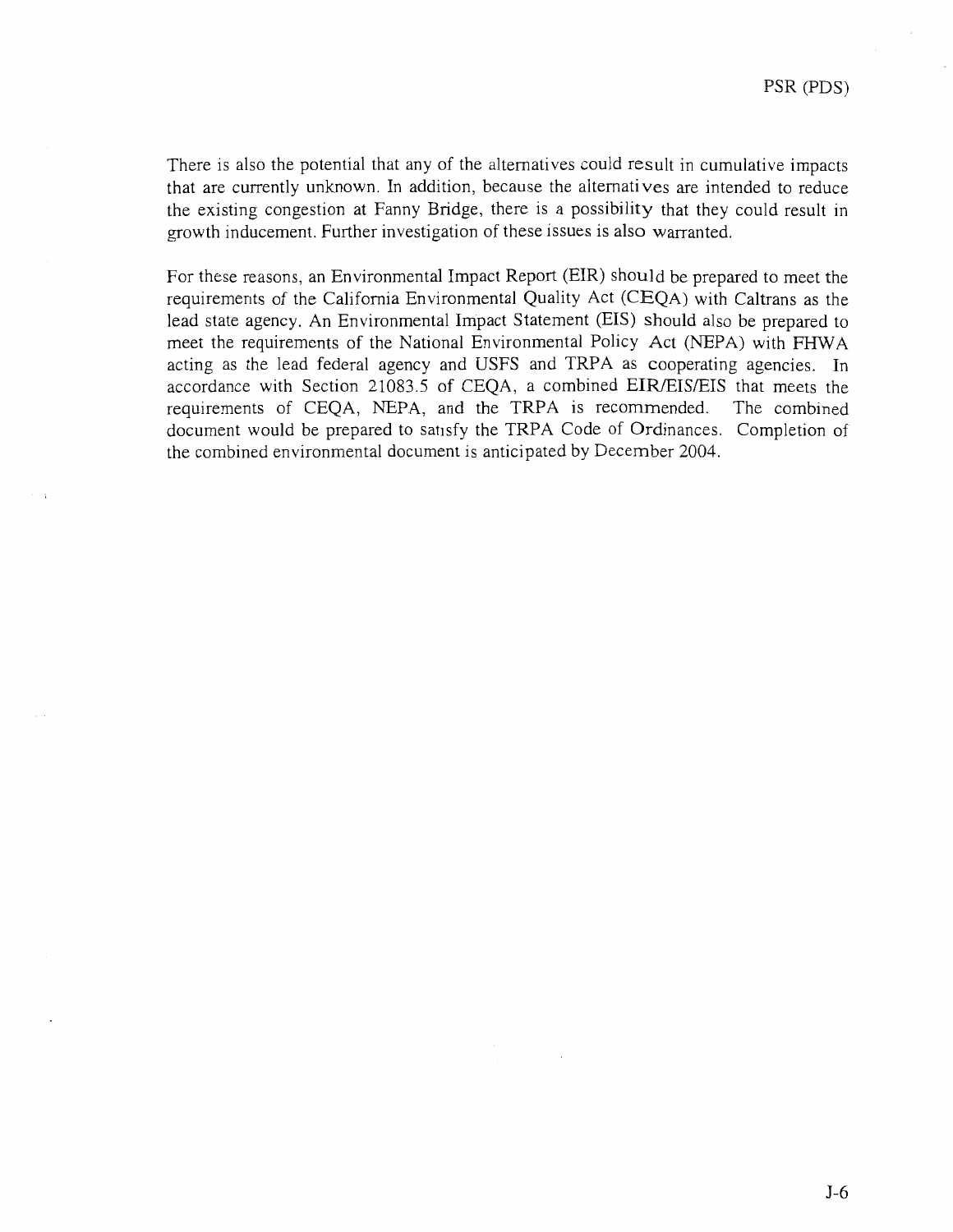There is also the potential that any of the alternatives could result in cumulative impacts that are currently unknown. In addition, because the alternatives are intended to reduce the existing congestion at Fanny Bridge, there is a possibility that they could result in growth inducement. Further investigation of these issues is also warranted.

For these reasons, an Environmental Impact Report (EIR) should be prepared to meet the requirements of the California Environmental Quality Act (CEQA) with Caltrans as the lead state agency. An Environmental Impact Statement (EIS) should also be prepared to meet the requirements of the National Environmental Policy Act (NEPA) with FHWA acting as the lead federal agency and USFS and TRPA as cooperating agencies. In accordance with Section 21083.5 of CEQA, a combined EIR/EIS/EIS that meets the requirements of CEQA, NEPA, and the TRPA is recommended. The combined document would be prepared to satisfy the TRPA Code of Ordinances. Completion of the combined environmental document is anticipated by December 2004.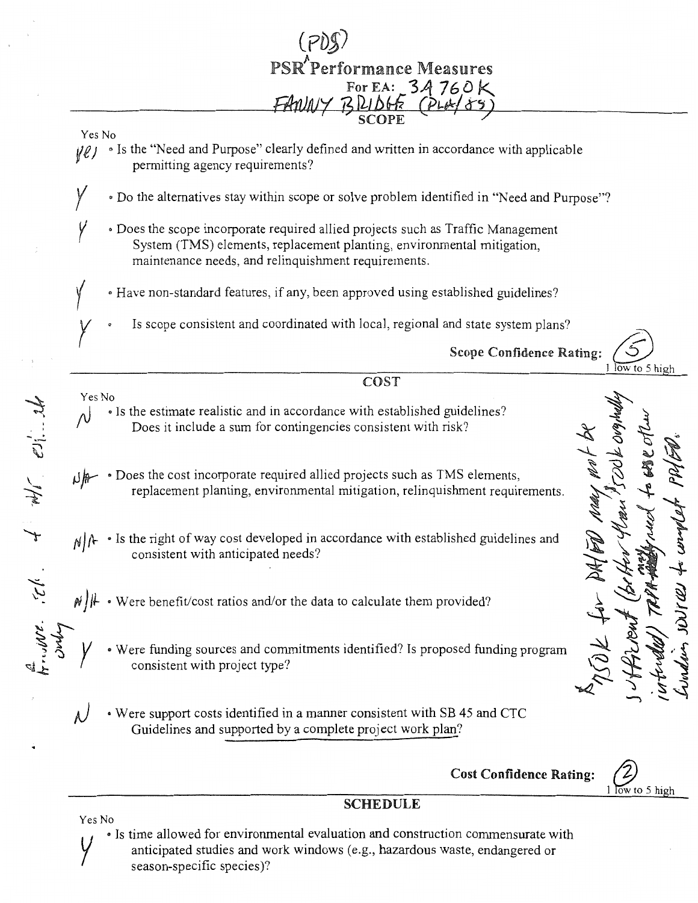# (PDS)

# PSR Performance Measures

For EA: 3A760K

FANNY BRIDGE (PLA/89)

## SCOPE

Yes No

- Yes — Is the "Need and Purpose" clearly defined and written in accordance with applicable permitting agency requirements?
- Y — Do the alternatives stay within scope or solve problem identified in "Need and Purpose"?
- Y — Does the scope incorporate required allied projects such as Traffic Management System (TMS) elements, replacement planting, environmental mitigation, maintenance needs, and relinquishment requirements.
- Y — Have non-standard features, if any, been approved using established guidelines?
- Y — Is scope consistent and coordinated with local, regional and state system plans?

**Scope Confidence Rating:** 5 (1 low to 5 high)

## COST

Yes No

- N — Is the estimate realistic and in accordance with established guidelines? Does it include a sum for contingencies consistent with risk?
- N/A — Does the cost incorporate required allied projects such as TMS elements, replacement planting, environmental mitigation, relinquishment requirements.
- N/A — Is the right of way cost developed in accordance with established guidelines and consistent with anticipated needs?
- N/A — Were benefit/cost ratios and/or the data to calculate them provided?
- Y — Were funding sources and commitments identified? Is proposed funding program consistent with project type?
- N — Were support costs identified in a manner consistent with SB 45 and CTC Guidelines and supported by a complete project work plan?

*Handwritten margin note (left):* Const. est. + R/W est. only

*Handwritten margin note (right):* $750K for PA/ED may not be sufficient (better than $500K originally intended) TRPA may need to use other funding sources to complete PA/ED.

**Cost Confidence Rating:** 2 (1 low to 5 high)

## SCHEDULE

Yes No

- Y — Is time allowed for environmental evaluation and construction commensurate with anticipated studies and work windows (e.g., hazardous waste, endangered or season-specific species)?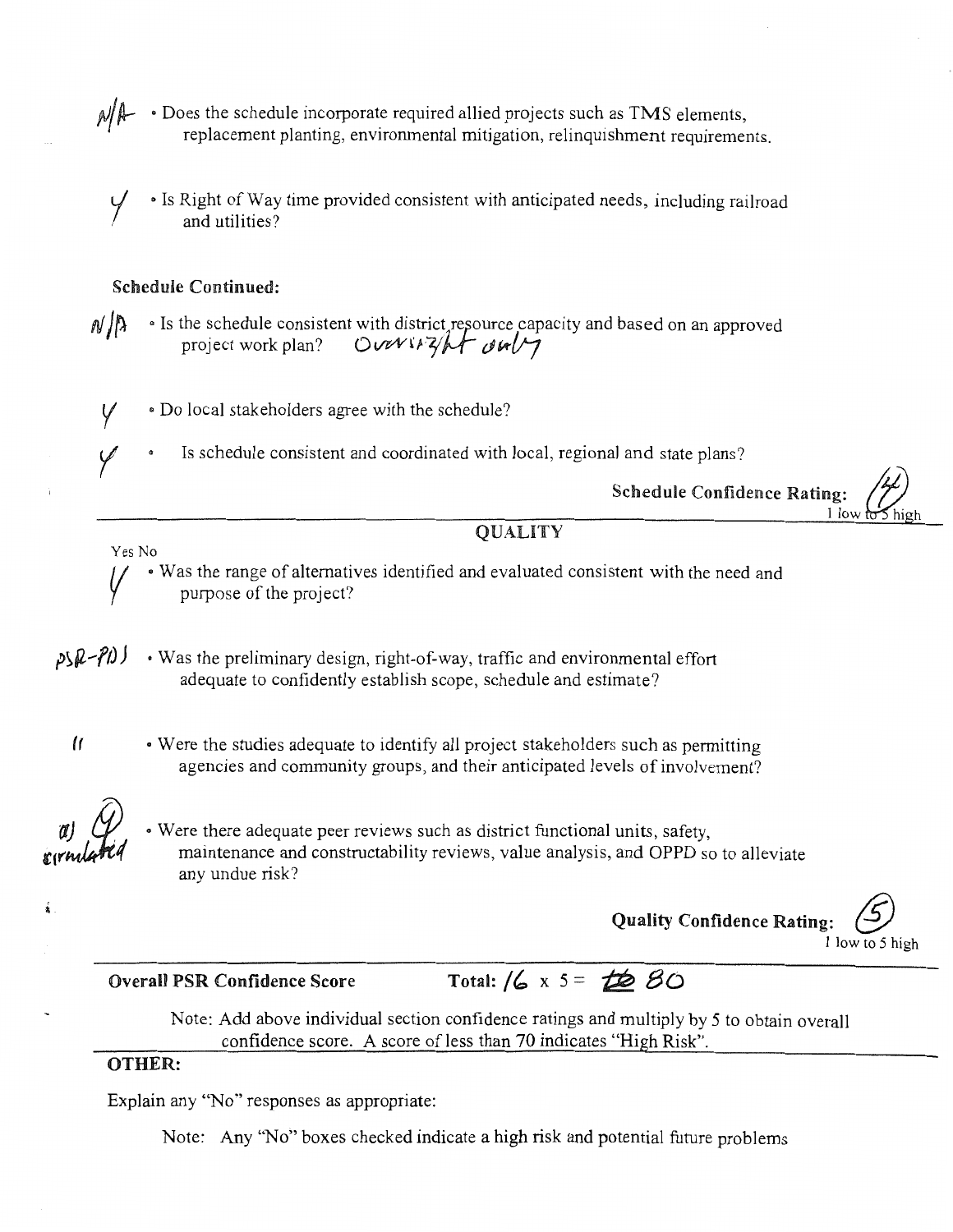N/A • Does the schedule incorporate required allied projects such as TMS elements, replacement planting, environmental mitigation, relinquishment requirements.

Y • Is Right of Way time provided consistent with anticipated needs, including railroad and utilities?

**Schedule Continued:**

N/A • Is the schedule consistent with district resource capacity and based on an approved project work plan? Oversight only

Y • Do local stakeholders agree with the schedule?

Y • Is schedule consistent and coordinated with local, regional and state plans?

**Schedule Confidence Rating:** (4) 1 low to 5 high

## QUALITY

Yes No

Y • Was the range of alternatives identified and evaluated consistent with the need and purpose of the project?

PSR-PDS • Was the preliminary design, right-of-way, traffic and environmental effort adequate to confidently establish scope, schedule and estimate?

" • Were the studies adequate to identify all project stakeholders such as permitting agencies and community groups, and their anticipated levels of involvement?

(a) (Y) circulated • Were there adequate peer reviews such as district functional units, safety, maintenance and constructability reviews, value analysis, and OPPD so to alleviate any undue risk?

**Quality Confidence Rating:** (5) 1 low to 5 high

**Overall PSR Confidence Score** **Total:** 16 x 5 = ~~20~~ 80

Note: Add above individual section confidence ratings and multiply by 5 to obtain overall confidence score. A score of less than 70 indicates "High Risk".

**OTHER:**

Explain any "No" responses as appropriate:

Note: Any "No" boxes checked indicate a high risk and potential future problems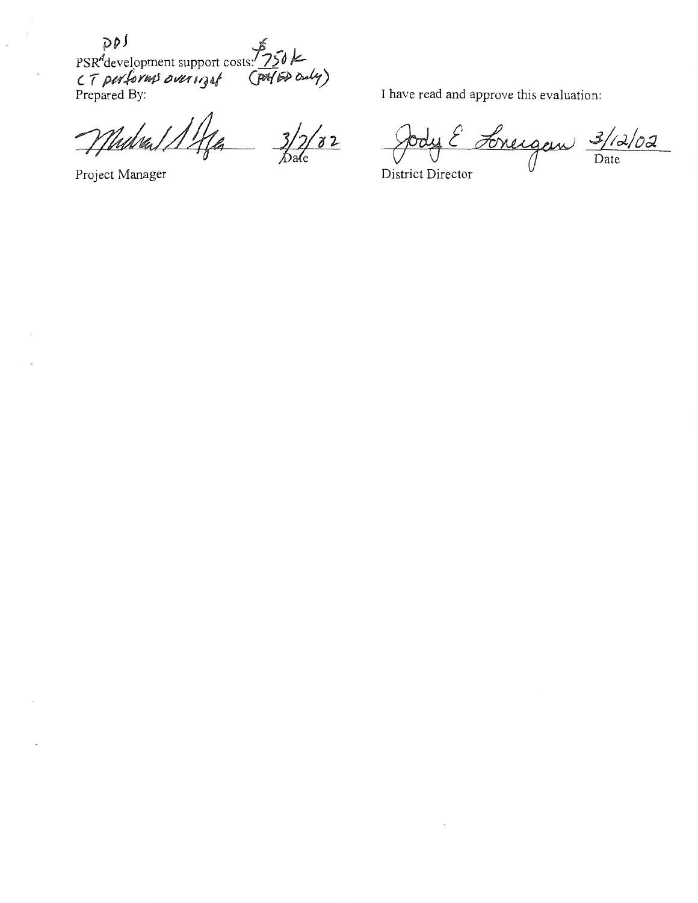PDS
PSR[d] development support costs: $750k
CT performs oversight (PA/ED only)

Prepared By:

*Michael A. Ha* 3/7/02
Date

Project Manager

I have read and approve this evaluation:

*Jody E. Lonergan* 3/12/02
Date

District Director